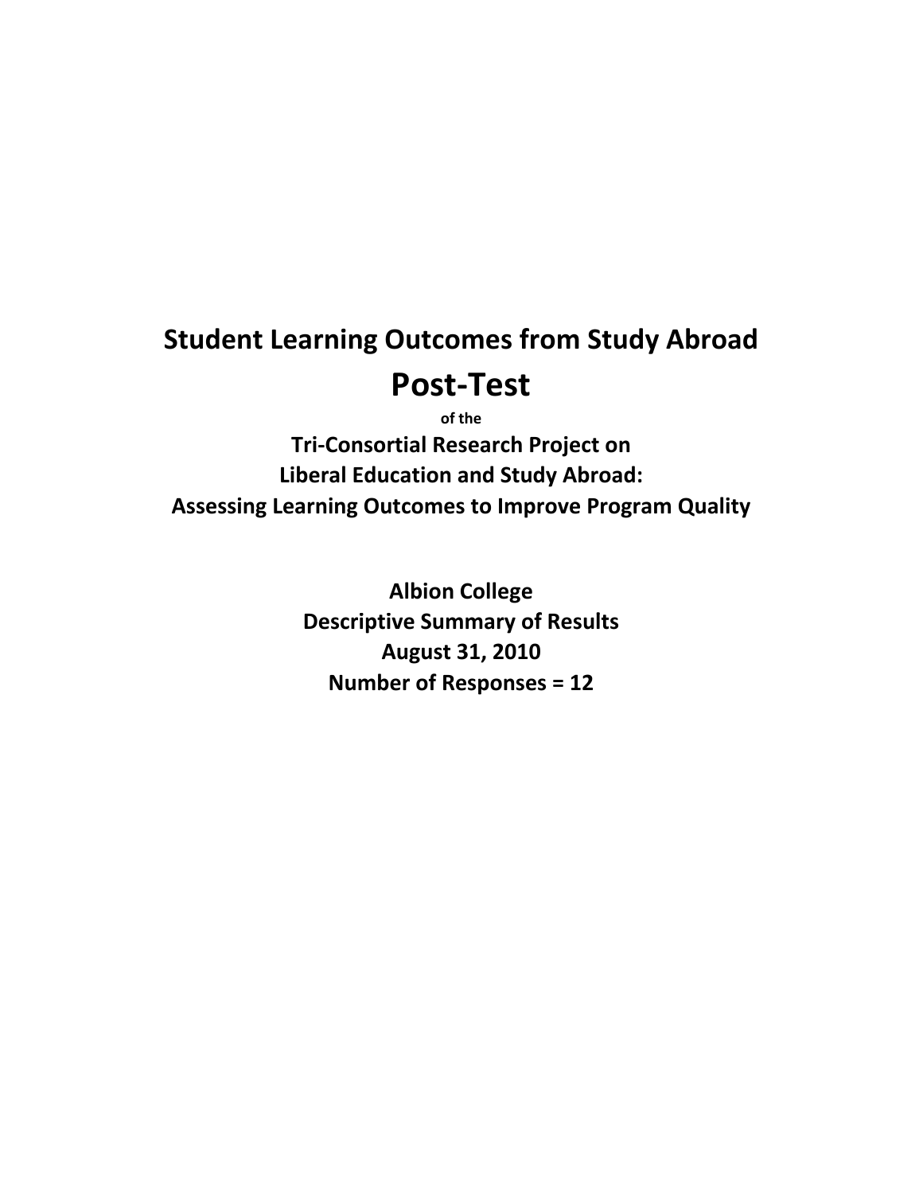# Student Learning Outcomes from Study Abroad

# Post-Test

**of the**

## Tri-Consortial Research Project on Liberal Education and Study Abroad: Assessing Learning Outcomes to Improve Program Quality

**Albion College**
**Descriptive Summary of Results**
**August 31, 2010**
**Number of Responses = 12**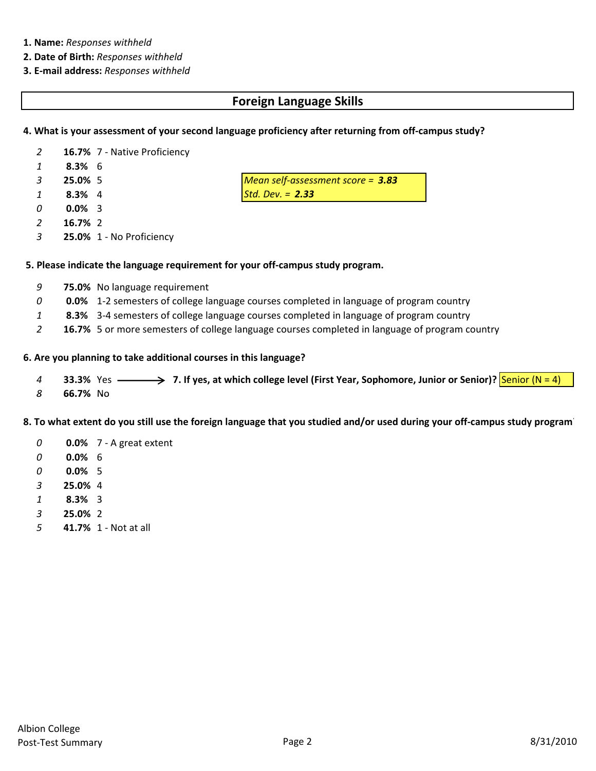**1. Name:** *Responses withheld*
**2. Date of Birth:** *Responses withheld*
**3. E-mail address:** *Responses withheld*

## Foreign Language Skills

**4. What is your assessment of your second language proficiency after returning from off-campus study?**

| | | |
|---|---|---|
| *2* | **16.7%** | 7 - Native Proficiency |
| *1* | **8.3%** | 6 |
| *3* | **25.0%** | 5 |
| *1* | **8.3%** | 4 |
| *0* | **0.0%** | 3 |
| *2* | **16.7%** | 2 |
| *3* | **25.0%** | 1 - No Proficiency |

*Mean self-assessment score =* ***3.83***
*Std. Dev. =* ***2.33***

**5. Please indicate the language requirement for your off-campus study program.**

| | | |
|---|---|---|
| *9* | **75.0%** | No language requirement |
| *0* | **0.0%** | 1-2 semesters of college language courses completed in language of program country |
| *1* | **8.3%** | 3-4 semesters of college language courses completed in language of program country |
| *2* | **16.7%** | 5 or more semesters of college language courses completed in language of program country |

**6. Are you planning to take additional courses in this language?**

| | | |
|---|---|---|
| *4* | **33.3%** | Yes |
| *8* | **66.7%** | No |

Yes → **7. If yes, at which college level (First Year, Sophomore, Junior or Senior)?** Senior (N = 4)

**8. To what extent do you still use the foreign language that you studied and/or used during your off-campus study program?**

| | | |
|---|---|---|
| *0* | **0.0%** | 7 - A great extent |
| *0* | **0.0%** | 6 |
| *0* | **0.0%** | 5 |
| *3* | **25.0%** | 4 |
| *1* | **8.3%** | 3 |
| *3* | **25.0%** | 2 |
| *5* | **41.7%** | 1 - Not at all |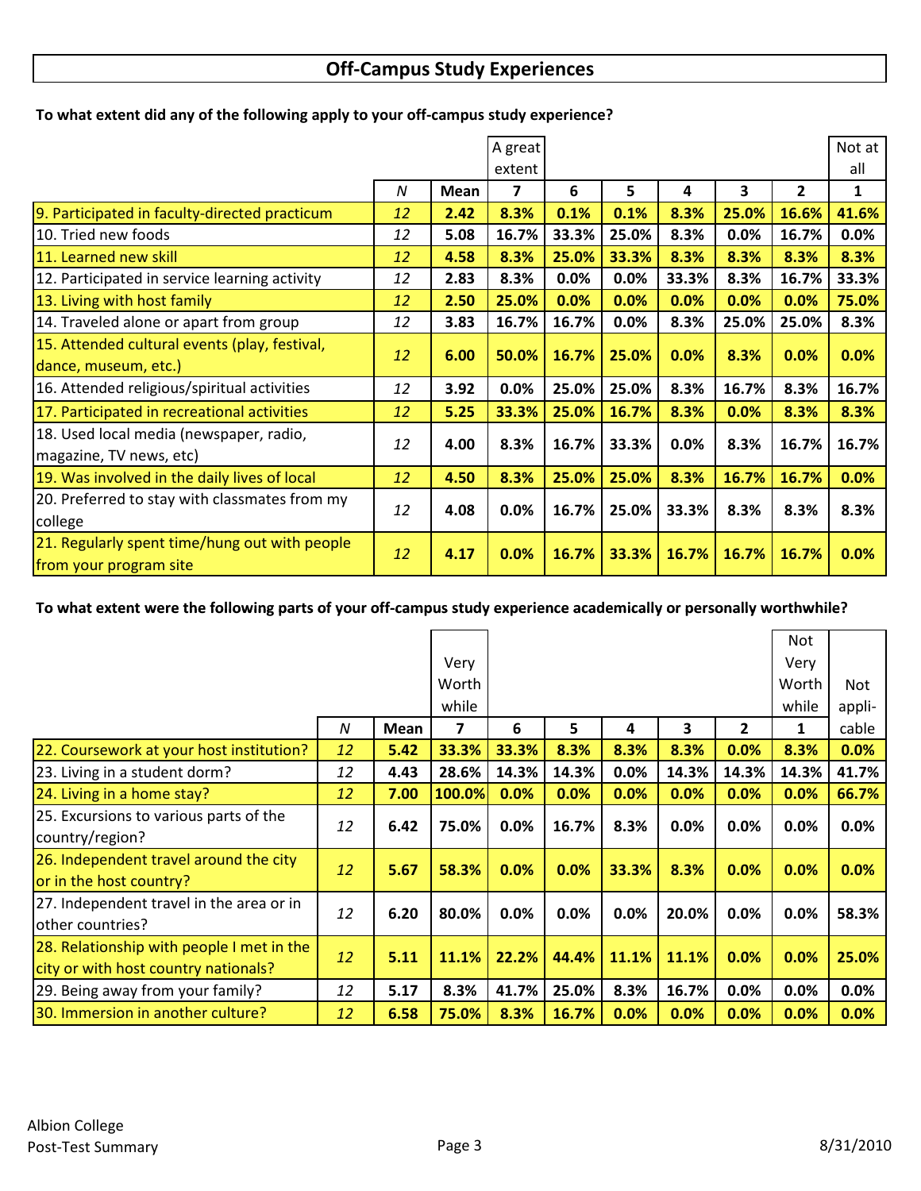## Off-Campus Study Experiences

**To what extent did any of the following apply to your off-campus study experience?**

| | *N* | Mean | A great extent 7 | 6 | 5 | 4 | 3 | 2 | Not at all 1 |
|---|---|---|---|---|---|---|---|---|---|
| 9. Participated in faculty-directed practicum | *12* | **2.42** | **8.3%** | **0.1%** | **0.1%** | **8.3%** | **25.0%** | **16.6%** | **41.6%** |
| 10. Tried new foods | *12* | **5.08** | **16.7%** | **33.3%** | **25.0%** | **8.3%** | **0.0%** | **16.7%** | **0.0%** |
| 11. Learned new skill | *12* | **4.58** | **8.3%** | **25.0%** | **33.3%** | **8.3%** | **8.3%** | **8.3%** | **8.3%** |
| 12. Participated in service learning activity | *12* | **2.83** | **8.3%** | **0.0%** | **0.0%** | **33.3%** | **8.3%** | **16.7%** | **33.3%** |
| 13. Living with host family | *12* | **2.50** | **25.0%** | **0.0%** | **0.0%** | **0.0%** | **0.0%** | **0.0%** | **75.0%** |
| 14. Traveled alone or apart from group | *12* | **3.83** | **16.7%** | **16.7%** | **0.0%** | **8.3%** | **25.0%** | **25.0%** | **8.3%** |
| 15. Attended cultural events (play, festival, dance, museum, etc.) | *12* | **6.00** | **50.0%** | **16.7%** | **25.0%** | **0.0%** | **8.3%** | **0.0%** | **0.0%** |
| 16. Attended religious/spiritual activities | *12* | **3.92** | **0.0%** | **25.0%** | **25.0%** | **8.3%** | **16.7%** | **8.3%** | **16.7%** |
| 17. Participated in recreational activities | *12* | **5.25** | **33.3%** | **25.0%** | **16.7%** | **8.3%** | **0.0%** | **8.3%** | **8.3%** |
| 18. Used local media (newspaper, radio, magazine, TV news, etc) | *12* | **4.00** | **8.3%** | **16.7%** | **33.3%** | **0.0%** | **8.3%** | **16.7%** | **16.7%** |
| 19. Was involved in the daily lives of local | *12* | **4.50** | **8.3%** | **25.0%** | **25.0%** | **8.3%** | **16.7%** | **16.7%** | **0.0%** |
| 20. Preferred to stay with classmates from my college | *12* | **4.08** | **0.0%** | **16.7%** | **25.0%** | **33.3%** | **8.3%** | **8.3%** | **8.3%** |
| 21. Regularly spent time/hung out with people from your program site | *12* | **4.17** | **0.0%** | **16.7%** | **33.3%** | **16.7%** | **16.7%** | **16.7%** | **0.0%** |

**To what extent were the following parts of your off-campus study experience academically or personally worthwhile?**

| | *N* | Mean | Very Worth while 7 | 6 | 5 | 4 | 3 | 2 | Not Very Worth while 1 | Not appli-cable |
|---|---|---|---|---|---|---|---|---|---|---|
| 22. Coursework at your host institution? | *12* | **5.42** | **33.3%** | **33.3%** | **8.3%** | **8.3%** | **8.3%** | **0.0%** | **8.3%** | **0.0%** |
| 23. Living in a student dorm? | *12* | **4.43** | **28.6%** | **14.3%** | **14.3%** | **0.0%** | **14.3%** | **14.3%** | **14.3%** | **41.7%** |
| 24. Living in a home stay? | *12* | **7.00** | **100.0%** | **0.0%** | **0.0%** | **0.0%** | **0.0%** | **0.0%** | **0.0%** | **66.7%** |
| 25. Excursions to various parts of the country/region? | *12* | **6.42** | **75.0%** | **0.0%** | **16.7%** | **8.3%** | **0.0%** | **0.0%** | **0.0%** | **0.0%** |
| 26. Independent travel around the city or in the host country? | *12* | **5.67** | **58.3%** | **0.0%** | **0.0%** | **33.3%** | **8.3%** | **0.0%** | **0.0%** | **0.0%** |
| 27. Independent travel in the area or in other countries? | *12* | **6.20** | **80.0%** | **0.0%** | **0.0%** | **0.0%** | **20.0%** | **0.0%** | **0.0%** | **58.3%** |
| 28. Relationship with people I met in the city or with host country nationals? | *12* | **5.11** | **11.1%** | **22.2%** | **44.4%** | **11.1%** | **11.1%** | **0.0%** | **0.0%** | **25.0%** |
| 29. Being away from your family? | *12* | **5.17** | **8.3%** | **41.7%** | **25.0%** | **8.3%** | **16.7%** | **0.0%** | **0.0%** | **0.0%** |
| 30. Immersion in another culture? | *12* | **6.58** | **75.0%** | **8.3%** | **16.7%** | **0.0%** | **0.0%** | **0.0%** | **0.0%** | **0.0%** |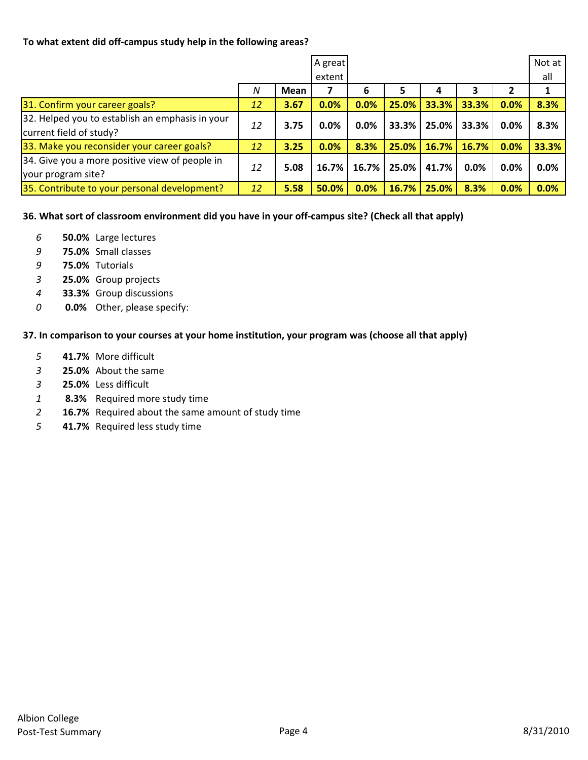**To what extent did off-campus study help in the following areas?**

| | N | Mean | A great extent 7 | 6 | 5 | 4 | 3 | 2 | Not at all 1 |
|---|---|---|---|---|---|---|---|---|---|
| 31. Confirm your career goals? | *12* | **3.67** | **0.0%** | **0.0%** | **25.0%** | **33.3%** | **33.3%** | **0.0%** | **8.3%** |
| 32. Helped you to establish an emphasis in your current field of study? | *12* | **3.75** | **0.0%** | **0.0%** | **33.3%** | **25.0%** | **33.3%** | **0.0%** | **8.3%** |
| 33. Make you reconsider your career goals? | *12* | **3.25** | **0.0%** | **8.3%** | **25.0%** | **16.7%** | **16.7%** | **0.0%** | **33.3%** |
| 34. Give you a more positive view of people in your program site? | *12* | **5.08** | **16.7%** | **16.7%** | **25.0%** | **41.7%** | **0.0%** | **0.0%** | **0.0%** |
| 35. Contribute to your personal development? | *12* | **5.58** | **50.0%** | **0.0%** | **16.7%** | **25.0%** | **8.3%** | **0.0%** | **0.0%** |

**36. What sort of classroom environment did you have in your off-campus site? (Check all that apply)**

- *6* **50.0%** Large lectures
- *9* **75.0%** Small classes
- *9* **75.0%** Tutorials
- *3* **25.0%** Group projects
- *4* **33.3%** Group discussions
- *0* **0.0%** Other, please specify:

**37. In comparison to your courses at your home institution, your program was (choose all that apply)**

- *5* **41.7%** More difficult
- *3* **25.0%** About the same
- *3* **25.0%** Less difficult
- *1* **8.3%** Required more study time
- *2* **16.7%** Required about the same amount of study time
- *5* **41.7%** Required less study time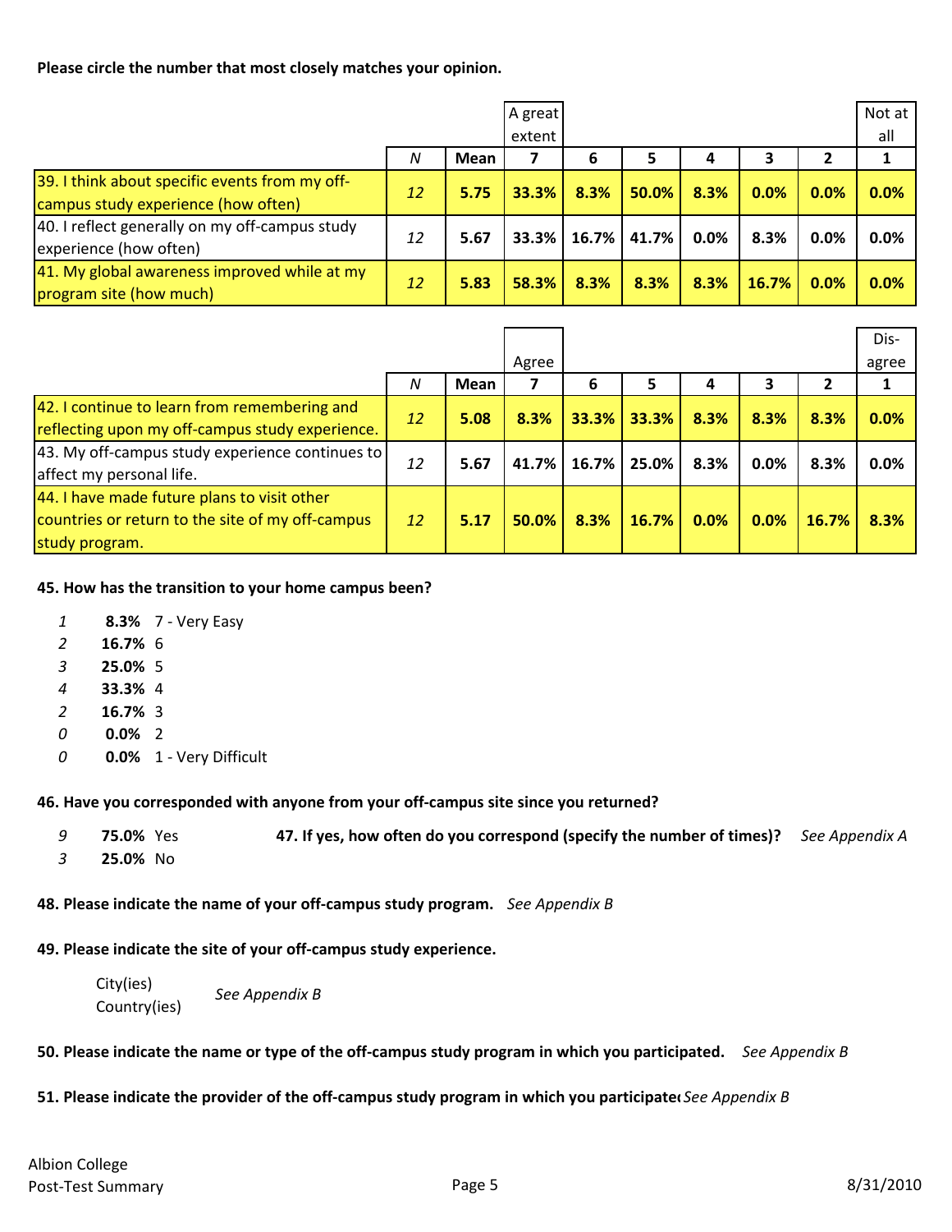**Please circle the number that most closely matches your opinion.**

| | *N* | Mean | A great extent 7 | 6 | 5 | 4 | 3 | 2 | Not at all 1 |
|---|---|---|---|---|---|---|---|---|---|
| 39. I think about specific events from my off-campus study experience (how often) | *12* | **5.75** | **33.3%** | **8.3%** | **50.0%** | **8.3%** | **0.0%** | **0.0%** | **0.0%** |
| 40. I reflect generally on my off-campus study experience (how often) | *12* | **5.67** | **33.3%** | **16.7%** | **41.7%** | **0.0%** | **8.3%** | **0.0%** | **0.0%** |
| 41. My global awareness improved while at my program site (how much) | *12* | **5.83** | **58.3%** | **8.3%** | **8.3%** | **8.3%** | **16.7%** | **0.0%** | **0.0%** |

| | *N* | Mean | Agree 7 | 6 | 5 | 4 | 3 | 2 | Dis-agree 1 |
|---|---|---|---|---|---|---|---|---|---|
| 42. I continue to learn from remembering and reflecting upon my off-campus study experience. | *12* | **5.08** | **8.3%** | **33.3%** | **33.3%** | **8.3%** | **8.3%** | **8.3%** | **0.0%** |
| 43. My off-campus study experience continues to affect my personal life. | *12* | **5.67** | **41.7%** | **16.7%** | **25.0%** | **8.3%** | **0.0%** | **8.3%** | **0.0%** |
| 44. I have made future plans to visit other countries or return to the site of my off-campus study program. | *12* | **5.17** | **50.0%** | **8.3%** | **16.7%** | **0.0%** | **0.0%** | **16.7%** | **8.3%** |

**45. How has the transition to your home campus been?**

*1* **8.3%** 7 - Very Easy
*2* **16.7%** 6
*3* **25.0%** 5
*4* **33.3%** 4
*2* **16.7%** 3
*0* **0.0%** 2
*0* **0.0%** 1 - Very Difficult

**46. Have you corresponded with anyone from your off-campus site since you returned?**

*9* **75.0%** Yes
*3* **25.0%** No

**47. If yes, how often do you correspond (specify the number of times)?** *See Appendix A*

**48. Please indicate the name of your off-campus study program.** *See Appendix B*

**49. Please indicate the site of your off-campus study experience.**

City(ies)
Country(ies) *See Appendix B*

**50. Please indicate the name or type of the off-campus study program in which you participated.** *See Appendix B*

**51. Please indicate the provider of the off-campus study program in which you participated** *See Appendix B*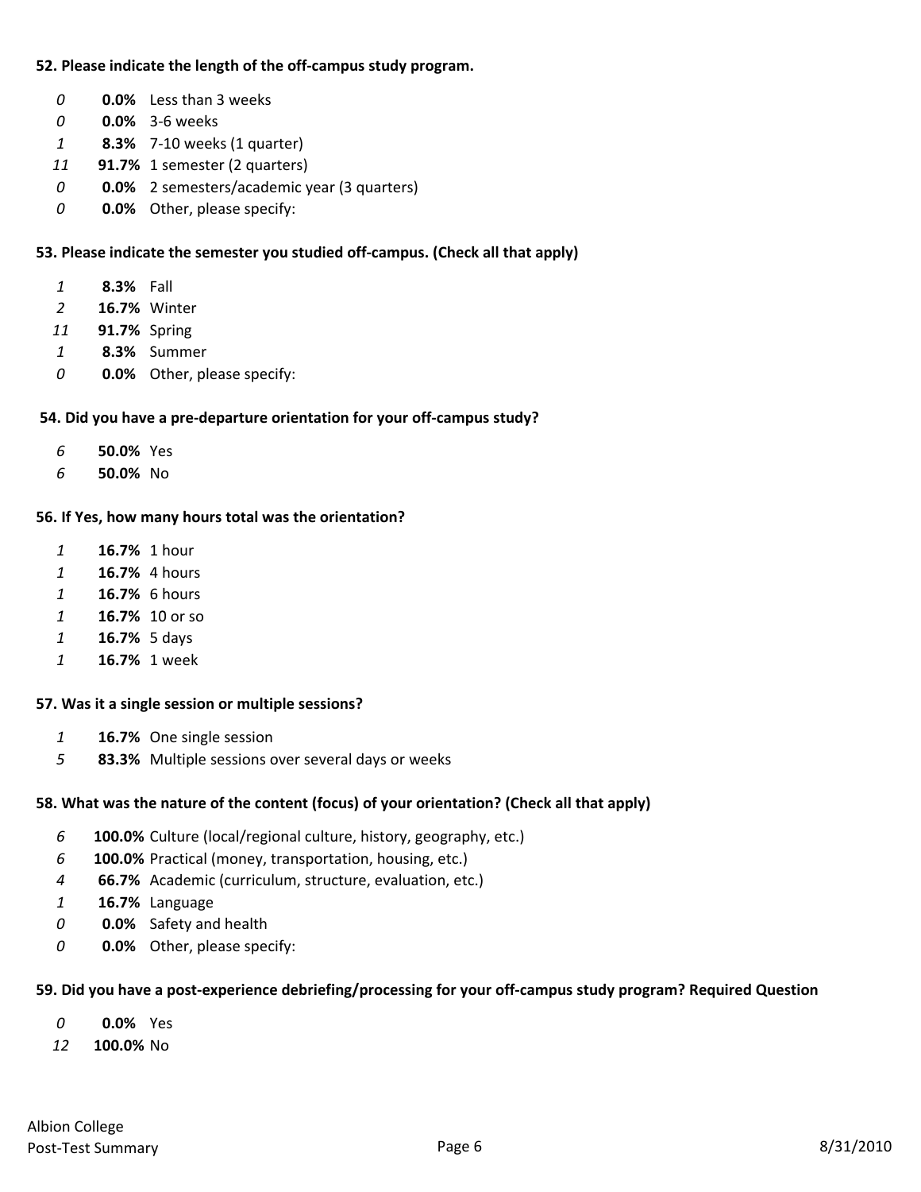**52. Please indicate the length of the off-campus study program.**

| | | |
|---|---|---|
| *0* | **0.0%** | Less than 3 weeks |
| *0* | **0.0%** | 3-6 weeks |
| *1* | **8.3%** | 7-10 weeks (1 quarter) |
| *11* | **91.7%** | 1 semester (2 quarters) |
| *0* | **0.0%** | 2 semesters/academic year (3 quarters) |
| *0* | **0.0%** | Other, please specify: |

**53. Please indicate the semester you studied off-campus. (Check all that apply)**

| | | |
|---|---|---|
| *1* | **8.3%** | Fall |
| *2* | **16.7%** | Winter |
| *11* | **91.7%** | Spring |
| *1* | **8.3%** | Summer |
| *0* | **0.0%** | Other, please specify: |

**54. Did you have a pre-departure orientation for your off-campus study?**

| | | |
|---|---|---|
| *6* | **50.0%** | Yes |
| *6* | **50.0%** | No |

**56. If Yes, how many hours total was the orientation?**

| | | |
|---|---|---|
| *1* | **16.7%** | 1 hour |
| *1* | **16.7%** | 4 hours |
| *1* | **16.7%** | 6 hours |
| *1* | **16.7%** | 10 or so |
| *1* | **16.7%** | 5 days |
| *1* | **16.7%** | 1 week |

**57. Was it a single session or multiple sessions?**

| | | |
|---|---|---|
| *1* | **16.7%** | One single session |
| *5* | **83.3%** | Multiple sessions over several days or weeks |

**58. What was the nature of the content (focus) of your orientation? (Check all that apply)**

| | | |
|---|---|---|
| *6* | **100.0%** | Culture (local/regional culture, history, geography, etc.) |
| *6* | **100.0%** | Practical (money, transportation, housing, etc.) |
| *4* | **66.7%** | Academic (curriculum, structure, evaluation, etc.) |
| *1* | **16.7%** | Language |
| *0* | **0.0%** | Safety and health |
| *0* | **0.0%** | Other, please specify: |

**59. Did you have a post-experience debriefing/processing for your off-campus study program? Required Question**

| | | |
|---|---|---|
| *0* | **0.0%** | Yes |
| *12* | **100.0%** | No |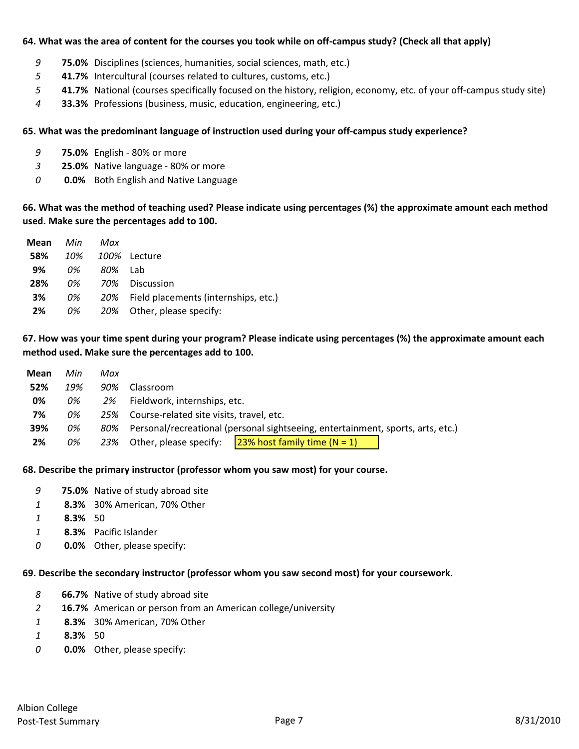**64. What was the area of content for the courses you took while on off-campus study? (Check all that apply)**

| | | |
|---|---|---|
| *9* | **75.0%** | Disciplines (sciences, humanities, social sciences, math, etc.) |
| *5* | **41.7%** | Intercultural (courses related to cultures, customs, etc.) |
| *5* | **41.7%** | National (courses specifically focused on the history, religion, economy, etc. of your off-campus study site) |
| *4* | **33.3%** | Professions (business, music, education, engineering, etc.) |

**65. What was the predominant language of instruction used during your off-campus study experience?**

| | | |
|---|---|---|
| *9* | **75.0%** | English - 80% or more |
| *3* | **25.0%** | Native language - 80% or more |
| *0* | **0.0%** | Both English and Native Language |

**66. What was the method of teaching used? Please indicate using percentages (%) the approximate amount each method used. Make sure the percentages add to 100.**

| **Mean** | *Min* | *Max* | |
|---|---|---|---|
| **58%** | *10%* | *100%* | Lecture |
| **9%** | *0%* | *80%* | Lab |
| **28%** | *0%* | *70%* | Discussion |
| **3%** | *0%* | *20%* | Field placements (internships, etc.) |
| **2%** | *0%* | *20%* | Other, please specify: |

**67. How was your time spent during your program? Please indicate using percentages (%) the approximate amount each method used. Make sure the percentages add to 100.**

| **Mean** | *Min* | *Max* | | |
|---|---|---|---|---|
| **52%** | *19%* | *90%* | Classroom | |
| **0%** | *0%* | *2%* | Fieldwork, internships, etc. | |
| **7%** | *0%* | *25%* | Course-related site visits, travel, etc. | |
| **39%** | *0%* | *80%* | Personal/recreational (personal sightseeing, entertainment, sports, arts, etc.) | |
| **2%** | *0%* | *23%* | Other, please specify: | 23% host family time (N = 1) |

**68. Describe the primary instructor (professor whom you saw most) for your course.**

| | | |
|---|---|---|
| *9* | **75.0%** | Native of study abroad site |
| *1* | **8.3%** | 30% American, 70% Other |
| *1* | **8.3%** | 50 |
| *1* | **8.3%** | Pacific Islander |
| *0* | **0.0%** | Other, please specify: |

**69. Describe the secondary instructor (professor whom you saw second most) for your coursework.**

| | | |
|---|---|---|
| *8* | **66.7%** | Native of study abroad site |
| *2* | **16.7%** | American or person from an American college/university |
| *1* | **8.3%** | 30% American, 70% Other |
| *1* | **8.3%** | 50 |
| *0* | **0.0%** | Other, please specify: |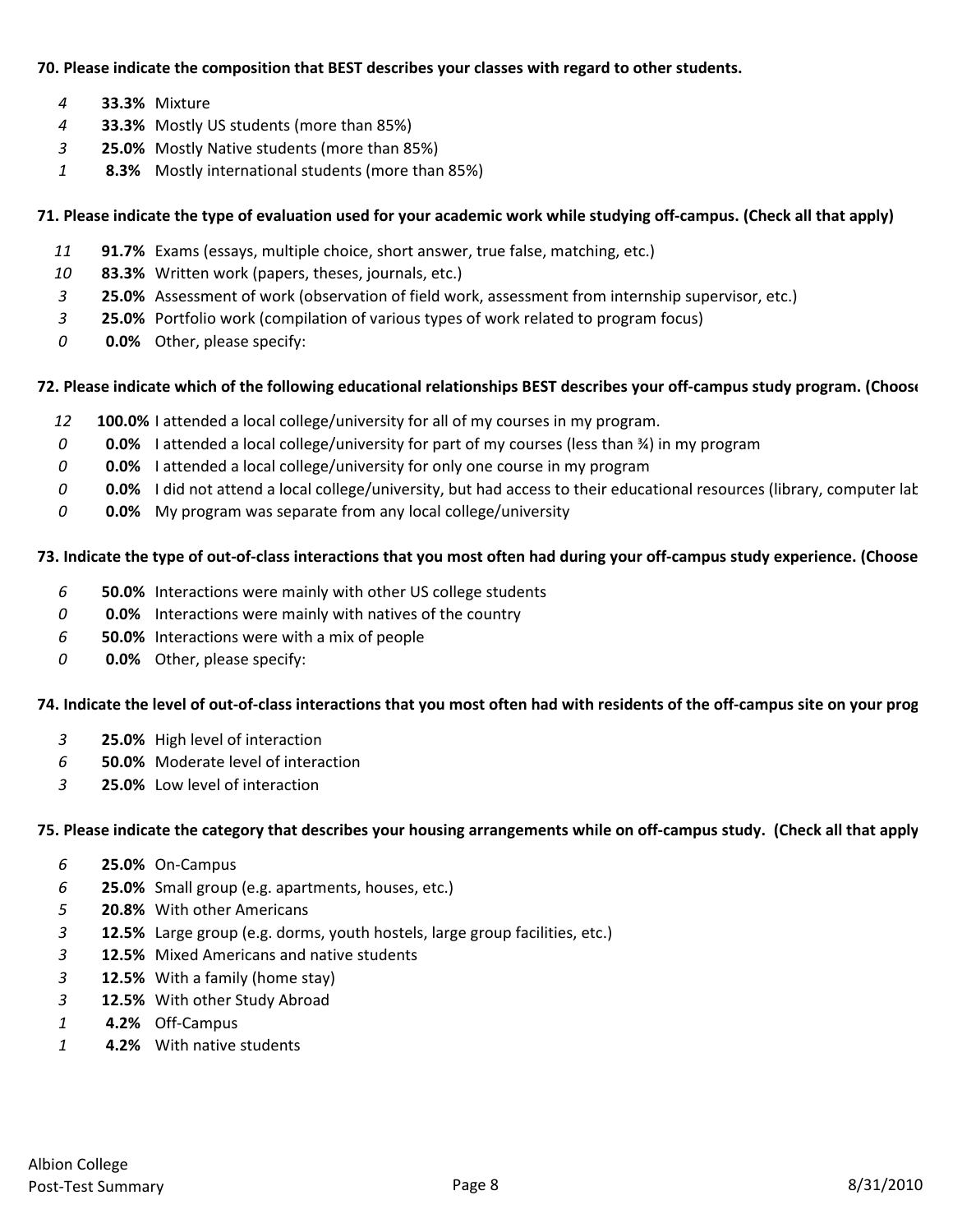**70. Please indicate the composition that BEST describes your classes with regard to other students.**

| | | |
|---|---|---|
| 4 | **33.3%** | Mixture |
| 4 | **33.3%** | Mostly US students (more than 85%) |
| 3 | **25.0%** | Mostly Native students (more than 85%) |
| 1 | **8.3%** | Mostly international students (more than 85%) |

**71. Please indicate the type of evaluation used for your academic work while studying off-campus. (Check all that apply)**

| | | |
|---|---|---|
| 11 | **91.7%** | Exams (essays, multiple choice, short answer, true false, matching, etc.) |
| 10 | **83.3%** | Written work (papers, theses, journals, etc.) |
| 3 | **25.0%** | Assessment of work (observation of field work, assessment from internship supervisor, etc.) |
| 3 | **25.0%** | Portfolio work (compilation of various types of work related to program focus) |
| 0 | **0.0%** | Other, please specify: |

**72. Please indicate which of the following educational relationships BEST describes your off-campus study program. (Choose**

| | | |
|---|---|---|
| 12 | **100.0%** | I attended a local college/university for all of my courses in my program. |
| 0 | **0.0%** | I attended a local college/university for part of my courses (less than ¾) in my program |
| 0 | **0.0%** | I attended a local college/university for only one course in my program |
| 0 | **0.0%** | I did not attend a local college/university, but had access to their educational resources (library, computer lab |
| 0 | **0.0%** | My program was separate from any local college/university |

**73. Indicate the type of out-of-class interactions that you most often had during your off-campus study experience. (Choose**

| | | |
|---|---|---|
| 6 | **50.0%** | Interactions were mainly with other US college students |
| 0 | **0.0%** | Interactions were mainly with natives of the country |
| 6 | **50.0%** | Interactions were with a mix of people |
| 0 | **0.0%** | Other, please specify: |

**74. Indicate the level of out-of-class interactions that you most often had with residents of the off-campus site on your prog**

| | | |
|---|---|---|
| 3 | **25.0%** | High level of interaction |
| 6 | **50.0%** | Moderate level of interaction |
| 3 | **25.0%** | Low level of interaction |

**75. Please indicate the category that describes your housing arrangements while on off-campus study. (Check all that apply**

| | | |
|---|---|---|
| 6 | **25.0%** | On-Campus |
| 6 | **25.0%** | Small group (e.g. apartments, houses, etc.) |
| 5 | **20.8%** | With other Americans |
| 3 | **12.5%** | Large group (e.g. dorms, youth hostels, large group facilities, etc.) |
| 3 | **12.5%** | Mixed Americans and native students |
| 3 | **12.5%** | With a family (home stay) |
| 3 | **12.5%** | With other Study Abroad |
| 1 | **4.2%** | Off-Campus |
| 1 | **4.2%** | With native students |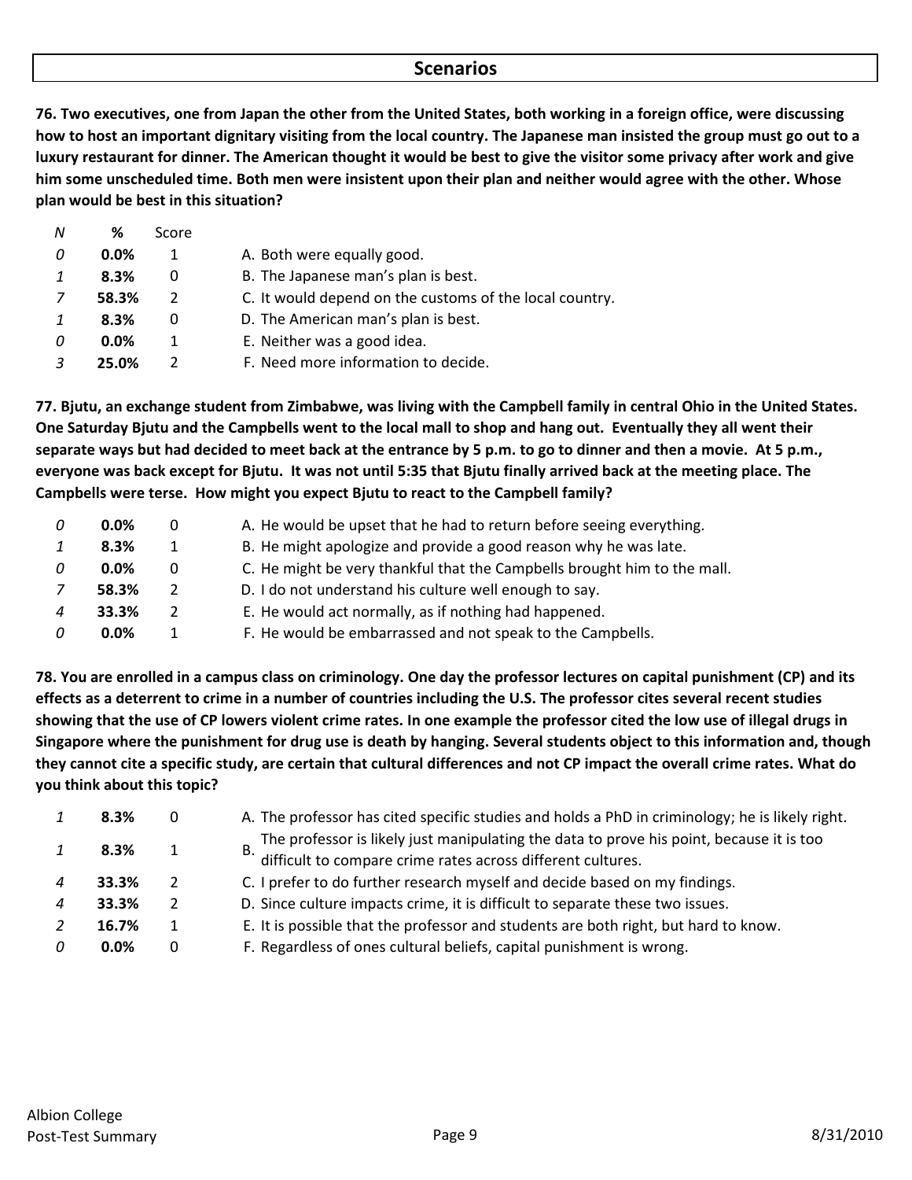## Scenarios

**76. Two executives, one from Japan the other from the United States, both working in a foreign office, were discussing how to host an important dignitary visiting from the local country. The Japanese man insisted the group must go out to a luxury restaurant for dinner. The American thought it would be best to give the visitor some privacy after work and give him some unscheduled time. Both men were insistent upon their plan and neither would agree with the other. Whose plan would be best in this situation?**

| N | % | Score | |
|---|---|---|---|
| 0 | **0.0%** | 1 | A. Both were equally good. |
| 1 | **8.3%** | 0 | B. The Japanese man's plan is best. |
| 7 | **58.3%** | 2 | C. It would depend on the customs of the local country. |
| 1 | **8.3%** | 0 | D. The American man's plan is best. |
| 0 | **0.0%** | 1 | E. Neither was a good idea. |
| 3 | **25.0%** | 2 | F. Need more information to decide. |

**77. Bjutu, an exchange student from Zimbabwe, was living with the Campbell family in central Ohio in the United States. One Saturday Bjutu and the Campbells went to the local mall to shop and hang out. Eventually they all went their separate ways but had decided to meet back at the entrance by 5 p.m. to go to dinner and then a movie. At 5 p.m., everyone was back except for Bjutu. It was not until 5:35 that Bjutu finally arrived back at the meeting place. The Campbells were terse. How might you expect Bjutu to react to the Campbell family?**

| N | % | Score | |
|---|---|---|---|
| 0 | **0.0%** | 0 | A. He would be upset that he had to return before seeing everything. |
| 1 | **8.3%** | 1 | B. He might apologize and provide a good reason why he was late. |
| 0 | **0.0%** | 0 | C. He might be very thankful that the Campbells brought him to the mall. |
| 7 | **58.3%** | 2 | D. I do not understand his culture well enough to say. |
| 4 | **33.3%** | 2 | E. He would act normally, as if nothing had happened. |
| 0 | **0.0%** | 1 | F. He would be embarrassed and not speak to the Campbells. |

**78. You are enrolled in a campus class on criminology. One day the professor lectures on capital punishment (CP) and its effects as a deterrent to crime in a number of countries including the U.S. The professor cites several recent studies showing that the use of CP lowers violent crime rates. In one example the professor cited the low use of illegal drugs in Singapore where the punishment for drug use is death by hanging. Several students object to this information and, though they cannot cite a specific study, are certain that cultural differences and not CP impact the overall crime rates. What do you think about this topic?**

| N | % | Score | |
|---|---|---|---|
| 1 | **8.3%** | 0 | A. The professor has cited specific studies and holds a PhD in criminology; he is likely right. |
| 1 | **8.3%** | 1 | B. The professor is likely just manipulating the data to prove his point, because it is too difficult to compare crime rates across different cultures. |
| 4 | **33.3%** | 2 | C. I prefer to do further research myself and decide based on my findings. |
| 4 | **33.3%** | 2 | D. Since culture impacts crime, it is difficult to separate these two issues. |
| 2 | **16.7%** | 1 | E. It is possible that the professor and students are both right, but hard to know. |
| 0 | **0.0%** | 0 | F. Regardless of ones cultural beliefs, capital punishment is wrong. |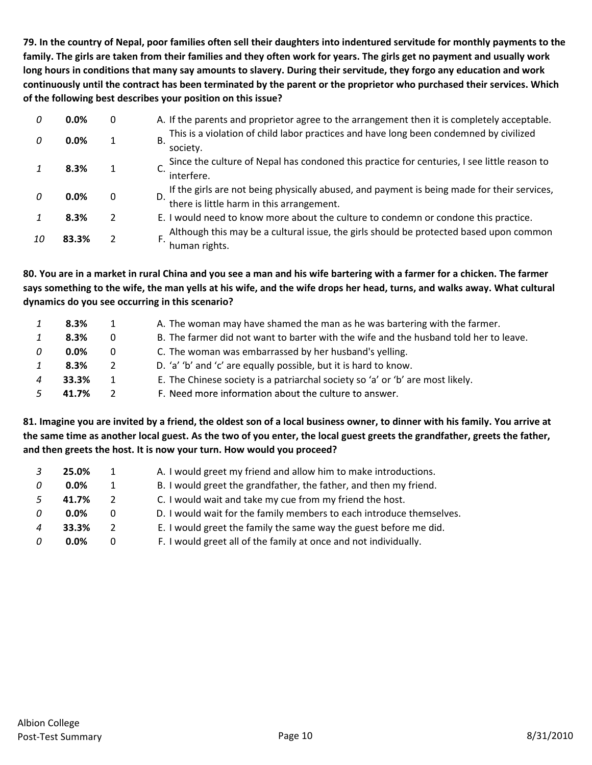**79. In the country of Nepal, poor families often sell their daughters into indentured servitude for monthly payments to the family. The girls are taken from their families and they often work for years. The girls get no payment and usually work long hours in conditions that many say amounts to slavery. During their servitude, they forgo any education and work continuously until the contract has been terminated by the parent or the proprietor who purchased their services. Which of the following best describes your position on this issue?**

| | | | |
|---|---|---|---|
| *0* | **0.0%** | 0 | A. If the parents and proprietor agree to the arrangement then it is completely acceptable. |
| *0* | **0.0%** | 1 | B. This is a violation of child labor practices and have long been condemned by civilized society. |
| *1* | **8.3%** | 1 | C. Since the culture of Nepal has condoned this practice for centuries, I see little reason to interfere. |
| *0* | **0.0%** | 0 | D. If the girls are not being physically abused, and payment is being made for their services, there is little harm in this arrangement. |
| *1* | **8.3%** | 2 | E. I would need to know more about the culture to condemn or condone this practice. |
| *10* | **83.3%** | 2 | F. Although this may be a cultural issue, the girls should be protected based upon common human rights. |

**80. You are in a market in rural China and you see a man and his wife bartering with a farmer for a chicken. The farmer says something to the wife, the man yells at his wife, and the wife drops her head, turns, and walks away. What cultural dynamics do you see occurring in this scenario?**

| | | | |
|---|---|---|---|
| *1* | **8.3%** | 1 | A. The woman may have shamed the man as he was bartering with the farmer. |
| *1* | **8.3%** | 0 | B. The farmer did not want to barter with the wife and the husband told her to leave. |
| *0* | **0.0%** | 0 | C. The woman was embarrassed by her husband's yelling. |
| *1* | **8.3%** | 2 | D. 'a' 'b' and 'c' are equally possible, but it is hard to know. |
| *4* | **33.3%** | 1 | E. The Chinese society is a patriarchal society so 'a' or 'b' are most likely. |
| *5* | **41.7%** | 2 | F. Need more information about the culture to answer. |

**81. Imagine you are invited by a friend, the oldest son of a local business owner, to dinner with his family. You arrive at the same time as another local guest. As the two of you enter, the local guest greets the grandfather, greets the father, and then greets the host. It is now your turn. How would you proceed?**

| | | | |
|---|---|---|---|
| *3* | **25.0%** | 1 | A. I would greet my friend and allow him to make introductions. |
| *0* | **0.0%** | 1 | B. I would greet the grandfather, the father, and then my friend. |
| *5* | **41.7%** | 2 | C. I would wait and take my cue from my friend the host. |
| *0* | **0.0%** | 0 | D. I would wait for the family members to each introduce themselves. |
| *4* | **33.3%** | 2 | E. I would greet the family the same way the guest before me did. |
| *0* | **0.0%** | 0 | F. I would greet all of the family at once and not individually. |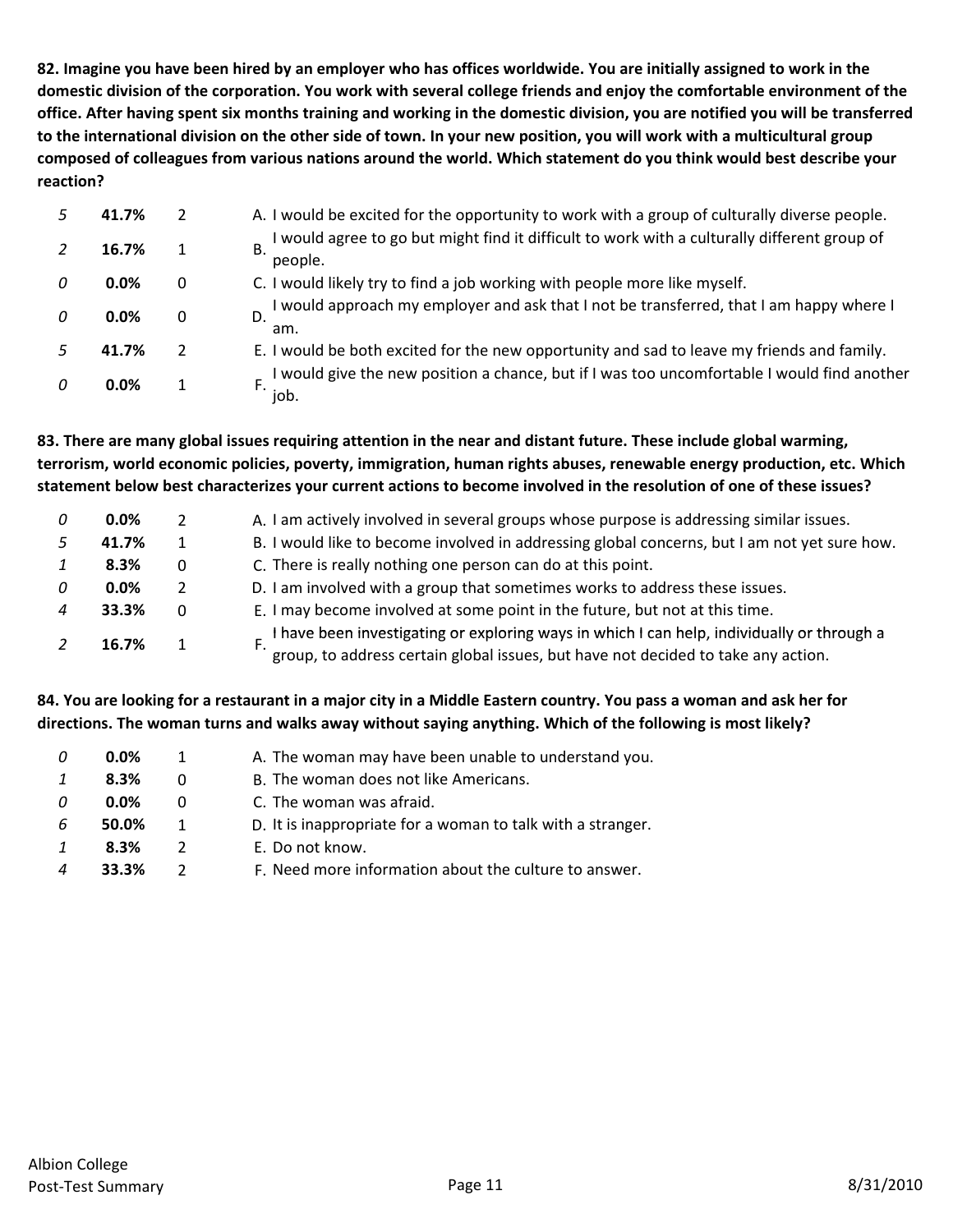**82. Imagine you have been hired by an employer who has offices worldwide. You are initially assigned to work in the domestic division of the corporation. You work with several college friends and enjoy the comfortable environment of the office. After having spent six months training and working in the domestic division, you are notified you will be transferred to the international division on the other side of town. In your new position, you will work with a multicultural group composed of colleagues from various nations around the world. Which statement do you think would best describe your reaction?**

| | | | |
|---|---|---|---|
| *5* | **41.7%** | 2 | A. I would be excited for the opportunity to work with a group of culturally diverse people. |
| *2* | **16.7%** | 1 | B. I would agree to go but might find it difficult to work with a culturally different group of people. |
| *0* | **0.0%** | 0 | C. I would likely try to find a job working with people more like myself. |
| *0* | **0.0%** | 0 | D. I would approach my employer and ask that I not be transferred, that I am happy where I am. |
| *5* | **41.7%** | 2 | E. I would be both excited for the new opportunity and sad to leave my friends and family. |
| *0* | **0.0%** | 1 | F. I would give the new position a chance, but if I was too uncomfortable I would find another job. |

**83. There are many global issues requiring attention in the near and distant future. These include global warming, terrorism, world economic policies, poverty, immigration, human rights abuses, renewable energy production, etc. Which statement below best characterizes your current actions to become involved in the resolution of one of these issues?**

| | | | |
|---|---|---|---|
| *0* | **0.0%** | 2 | A. I am actively involved in several groups whose purpose is addressing similar issues. |
| *5* | **41.7%** | 1 | B. I would like to become involved in addressing global concerns, but I am not yet sure how. |
| *1* | **8.3%** | 0 | C. There is really nothing one person can do at this point. |
| *0* | **0.0%** | 2 | D. I am involved with a group that sometimes works to address these issues. |
| *4* | **33.3%** | 0 | E. I may become involved at some point in the future, but not at this time. |
| *2* | **16.7%** | 1 | F. I have been investigating or exploring ways in which I can help, individually or through a group, to address certain global issues, but have not decided to take any action. |

**84. You are looking for a restaurant in a major city in a Middle Eastern country. You pass a woman and ask her for directions. The woman turns and walks away without saying anything. Which of the following is most likely?**

| | | | |
|---|---|---|---|
| *0* | **0.0%** | 1 | A. The woman may have been unable to understand you. |
| *1* | **8.3%** | 0 | B. The woman does not like Americans. |
| *0* | **0.0%** | 0 | C. The woman was afraid. |
| *6* | **50.0%** | 1 | D. It is inappropriate for a woman to talk with a stranger. |
| *1* | **8.3%** | 2 | E. Do not know. |
| *4* | **33.3%** | 2 | F. Need more information about the culture to answer. |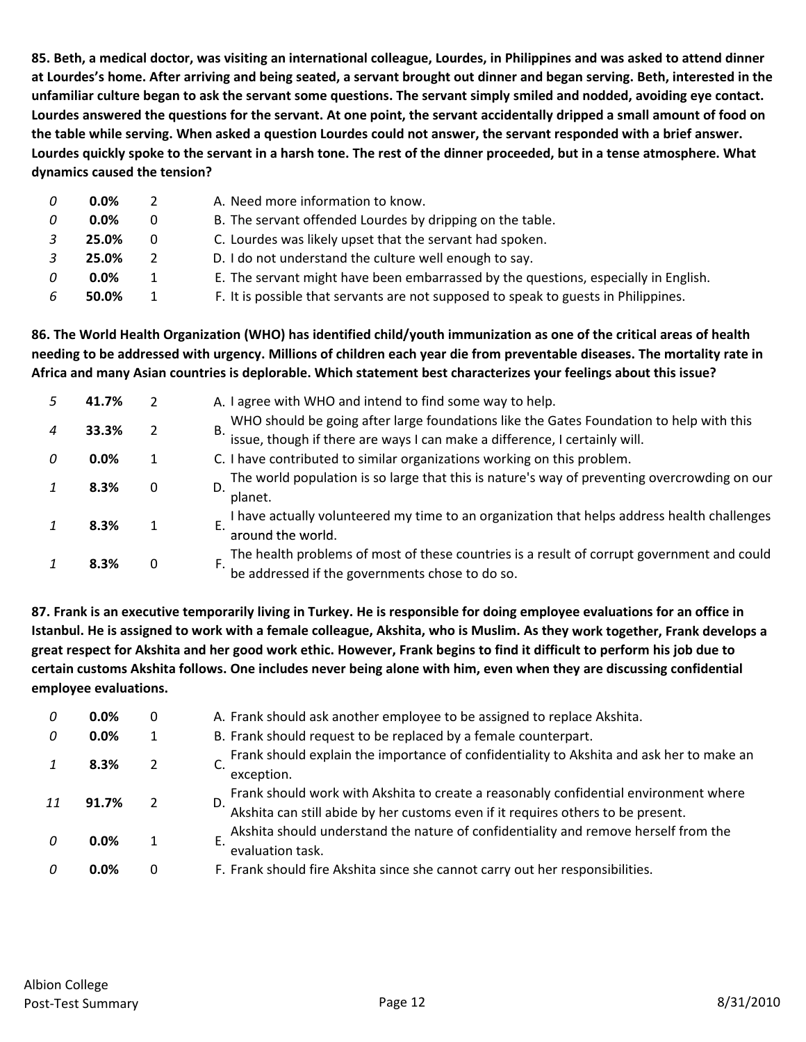**85. Beth, a medical doctor, was visiting an international colleague, Lourdes, in Philippines and was asked to attend dinner at Lourdes's home. After arriving and being seated, a servant brought out dinner and began serving. Beth, interested in the unfamiliar culture began to ask the servant some questions. The servant simply smiled and nodded, avoiding eye contact. Lourdes answered the questions for the servant. At one point, the servant accidentally dripped a small amount of food on the table while serving. When asked a question Lourdes could not answer, the servant responded with a brief answer. Lourdes quickly spoke to the servant in a harsh tone. The rest of the dinner proceeded, but in a tense atmosphere. What dynamics caused the tension?**

| | | | |
|---|---|---|---|
| *0* | **0.0%** | 2 | A. Need more information to know. |
| *0* | **0.0%** | 0 | B. The servant offended Lourdes by dripping on the table. |
| *3* | **25.0%** | 0 | C. Lourdes was likely upset that the servant had spoken. |
| *3* | **25.0%** | 2 | D. I do not understand the culture well enough to say. |
| *0* | **0.0%** | 1 | E. The servant might have been embarrassed by the questions, especially in English. |
| *6* | **50.0%** | 1 | F. It is possible that servants are not supposed to speak to guests in Philippines. |

**86. The World Health Organization (WHO) has identified child/youth immunization as one of the critical areas of health needing to be addressed with urgency. Millions of children each year die from preventable diseases. The mortality rate in Africa and many Asian countries is deplorable. Which statement best characterizes your feelings about this issue?**

| | | | |
|---|---|---|---|
| *5* | **41.7%** | 2 | A. I agree with WHO and intend to find some way to help. |
| *4* | **33.3%** | 2 | B. WHO should be going after large foundations like the Gates Foundation to help with this issue, though if there are ways I can make a difference, I certainly will. |
| *0* | **0.0%** | 1 | C. I have contributed to similar organizations working on this problem. |
| *1* | **8.3%** | 0 | D. The world population is so large that this is nature's way of preventing overcrowding on our planet. |
| *1* | **8.3%** | 1 | E. I have actually volunteered my time to an organization that helps address health challenges around the world. |
| *1* | **8.3%** | 0 | F. The health problems of most of these countries is a result of corrupt government and could be addressed if the governments chose to do so. |

**87. Frank is an executive temporarily living in Turkey. He is responsible for doing employee evaluations for an office in Istanbul. He is assigned to work with a female colleague, Akshita, who is Muslim. As they work together, Frank develops a great respect for Akshita and her good work ethic. However, Frank begins to find it difficult to perform his job due to certain customs Akshita follows. One includes never being alone with him, even when they are discussing confidential employee evaluations.**

| | | | |
|---|---|---|---|
| *0* | **0.0%** | 0 | A. Frank should ask another employee to be assigned to replace Akshita. |
| *0* | **0.0%** | 1 | B. Frank should request to be replaced by a female counterpart. |
| *1* | **8.3%** | 2 | C. Frank should explain the importance of confidentiality to Akshita and ask her to make an exception. |
| *11* | **91.7%** | 2 | D. Frank should work with Akshita to create a reasonably confidential environment where Akshita can still abide by her customs even if it requires others to be present. |
| *0* | **0.0%** | 1 | E. Akshita should understand the nature of confidentiality and remove herself from the evaluation task. |
| *0* | **0.0%** | 0 | F. Frank should fire Akshita since she cannot carry out her responsibilities. |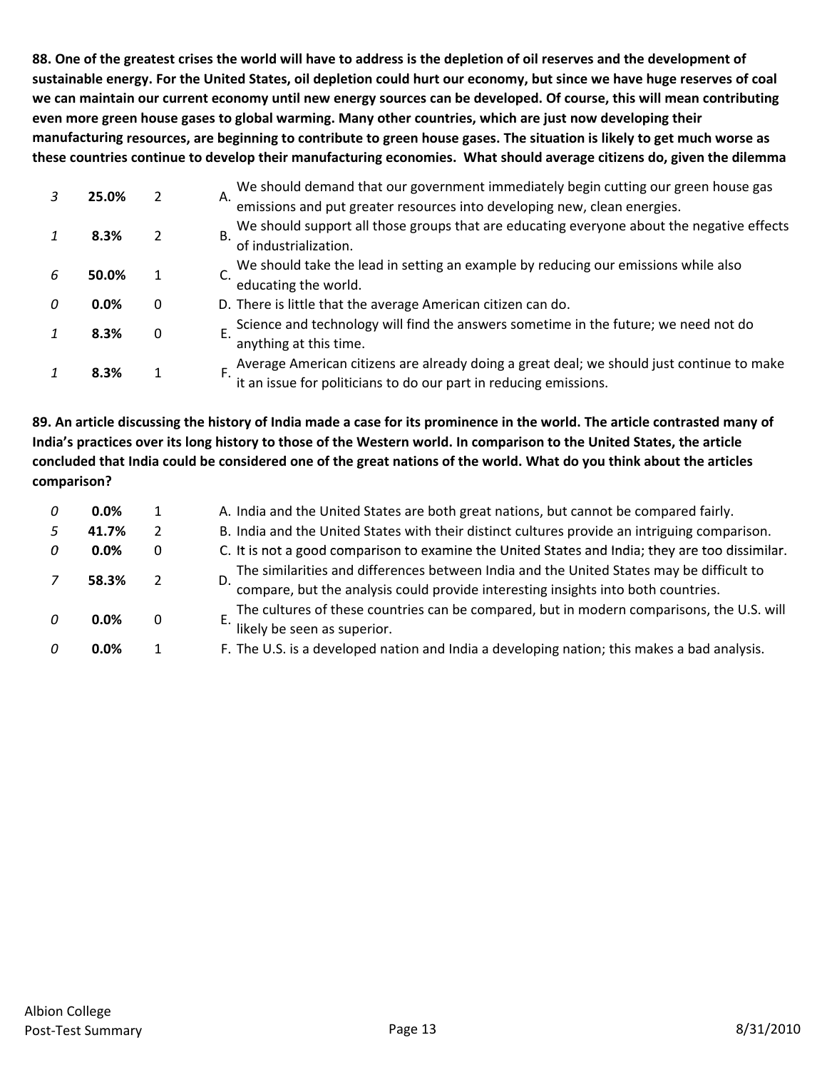**88. One of the greatest crises the world will have to address is the depletion of oil reserves and the development of sustainable energy. For the United States, oil depletion could hurt our economy, but since we have huge reserves of coal we can maintain our current economy until new energy sources can be developed. Of course, this will mean contributing even more green house gases to global warming. Many other countries, which are just now developing their manufacturing resources, are beginning to contribute to green house gases. The situation is likely to get much worse as these countries continue to develop their manufacturing economies. What should average citizens do, given the dilemma**

| | | | |
|---|---|---|---|
| *3* | **25.0%** | 2 | A. We should demand that our government immediately begin cutting our green house gas emissions and put greater resources into developing new, clean energies. |
| *1* | **8.3%** | 2 | B. We should support all those groups that are educating everyone about the negative effects of industrialization. |
| *6* | **50.0%** | 1 | C. We should take the lead in setting an example by reducing our emissions while also educating the world. |
| *0* | **0.0%** | 0 | D. There is little that the average American citizen can do. |
| *1* | **8.3%** | 0 | E. Science and technology will find the answers sometime in the future; we need not do anything at this time. |
| *1* | **8.3%** | 1 | F. Average American citizens are already doing a great deal; we should just continue to make it an issue for politicians to do our part in reducing emissions. |

**89. An article discussing the history of India made a case for its prominence in the world. The article contrasted many of India's practices over its long history to those of the Western world. In comparison to the United States, the article concluded that India could be considered one of the great nations of the world. What do you think about the articles comparison?**

| | | | |
|---|---|---|---|
| *0* | **0.0%** | 1 | A. India and the United States are both great nations, but cannot be compared fairly. |
| *5* | **41.7%** | 2 | B. India and the United States with their distinct cultures provide an intriguing comparison. |
| *0* | **0.0%** | 0 | C. It is not a good comparison to examine the United States and India; they are too dissimilar. |
| *7* | **58.3%** | 2 | D. The similarities and differences between India and the United States may be difficult to compare, but the analysis could provide interesting insights into both countries. |
| *0* | **0.0%** | 0 | E. The cultures of these countries can be compared, but in modern comparisons, the U.S. will likely be seen as superior. |
| *0* | **0.0%** | 1 | F. The U.S. is a developed nation and India a developing nation; this makes a bad analysis. |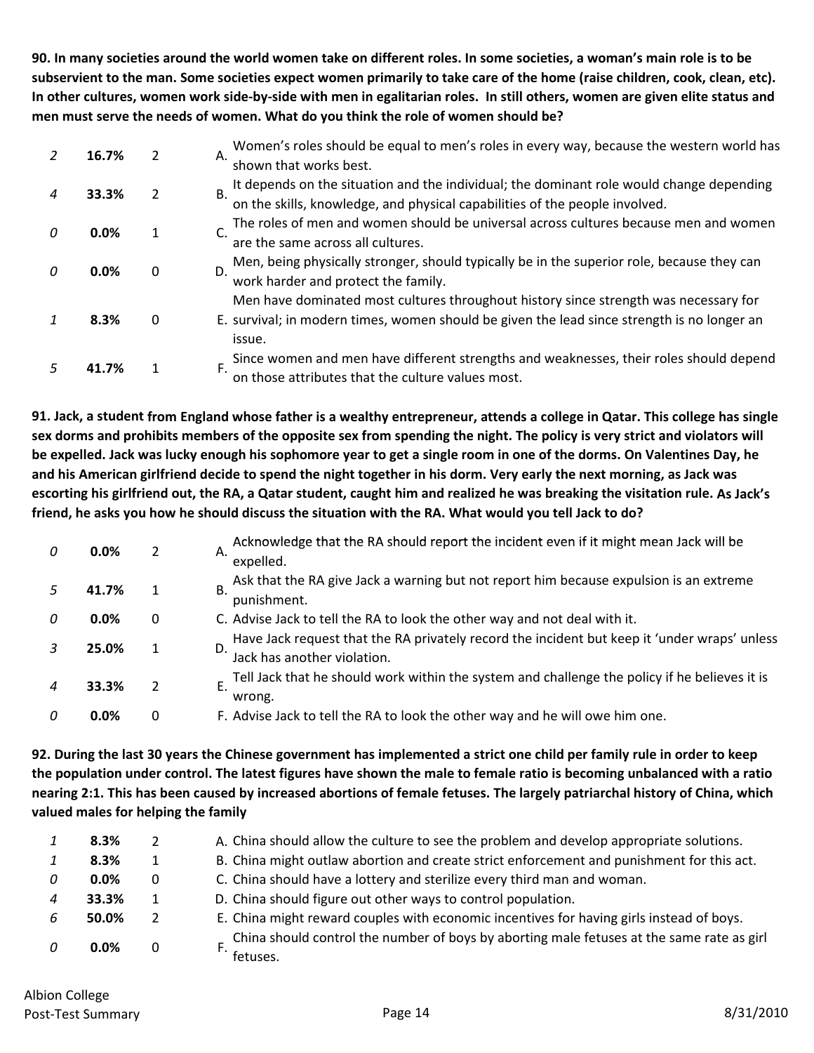**90. In many societies around the world women take on different roles. In some societies, a woman's main role is to be subservient to the man. Some societies expect women primarily to take care of the home (raise children, cook, clean, etc). In other cultures, women work side-by-side with men in egalitarian roles. In still others, women are given elite status and men must serve the needs of women. What do you think the role of women should be?**

| | | | |
|---|---|---|---|
| *2* | **16.7%** | 2 | A. Women's roles should be equal to men's roles in every way, because the western world has shown that works best. |
| *4* | **33.3%** | 2 | B. It depends on the situation and the individual; the dominant role would change depending on the skills, knowledge, and physical capabilities of the people involved. |
| *0* | **0.0%** | 1 | C. The roles of men and women should be universal across cultures because men and women are the same across all cultures. |
| *0* | **0.0%** | 0 | D. Men, being physically stronger, should typically be in the superior role, because they can work harder and protect the family. |
| *1* | **8.3%** | 0 | E. Men have dominated most cultures throughout history since strength was necessary for survival; in modern times, women should be given the lead since strength is no longer an issue. |
| *5* | **41.7%** | 1 | F. Since women and men have different strengths and weaknesses, their roles should depend on those attributes that the culture values most. |

**91. Jack, a student from England whose father is a wealthy entrepreneur, attends a college in Qatar. This college has single sex dorms and prohibits members of the opposite sex from spending the night. The policy is very strict and violators will be expelled. Jack was lucky enough his sophomore year to get a single room in one of the dorms. On Valentines Day, he and his American girlfriend decide to spend the night together in his dorm. Very early the next morning, as Jack was escorting his girlfriend out, the RA, a Qatar student, caught him and realized he was breaking the visitation rule. As Jack's friend, he asks you how he should discuss the situation with the RA. What would you tell Jack to do?**

| | | | |
|---|---|---|---|
| *0* | **0.0%** | 2 | A. Acknowledge that the RA should report the incident even if it might mean Jack will be expelled. |
| *5* | **41.7%** | 1 | B. Ask that the RA give Jack a warning but not report him because expulsion is an extreme punishment. |
| *0* | **0.0%** | 0 | C. Advise Jack to tell the RA to look the other way and not deal with it. |
| *3* | **25.0%** | 1 | D. Have Jack request that the RA privately record the incident but keep it 'under wraps' unless Jack has another violation. |
| *4* | **33.3%** | 2 | E. Tell Jack that he should work within the system and challenge the policy if he believes it is wrong. |
| *0* | **0.0%** | 0 | F. Advise Jack to tell the RA to look the other way and he will owe him one. |

**92. During the last 30 years the Chinese government has implemented a strict one child per family rule in order to keep the population under control. The latest figures have shown the male to female ratio is becoming unbalanced with a ratio nearing 2:1. This has been caused by increased abortions of female fetuses. The largely patriarchal history of China, which valued males for helping the family**

| | | | |
|---|---|---|---|
| *1* | **8.3%** | 2 | A. China should allow the culture to see the problem and develop appropriate solutions. |
| *1* | **8.3%** | 1 | B. China might outlaw abortion and create strict enforcement and punishment for this act. |
| *0* | **0.0%** | 0 | C. China should have a lottery and sterilize every third man and woman. |
| *4* | **33.3%** | 1 | D. China should figure out other ways to control population. |
| *6* | **50.0%** | 2 | E. China might reward couples with economic incentives for having girls instead of boys. |
| *0* | **0.0%** | 0 | F. China should control the number of boys by aborting male fetuses at the same rate as girl fetuses. |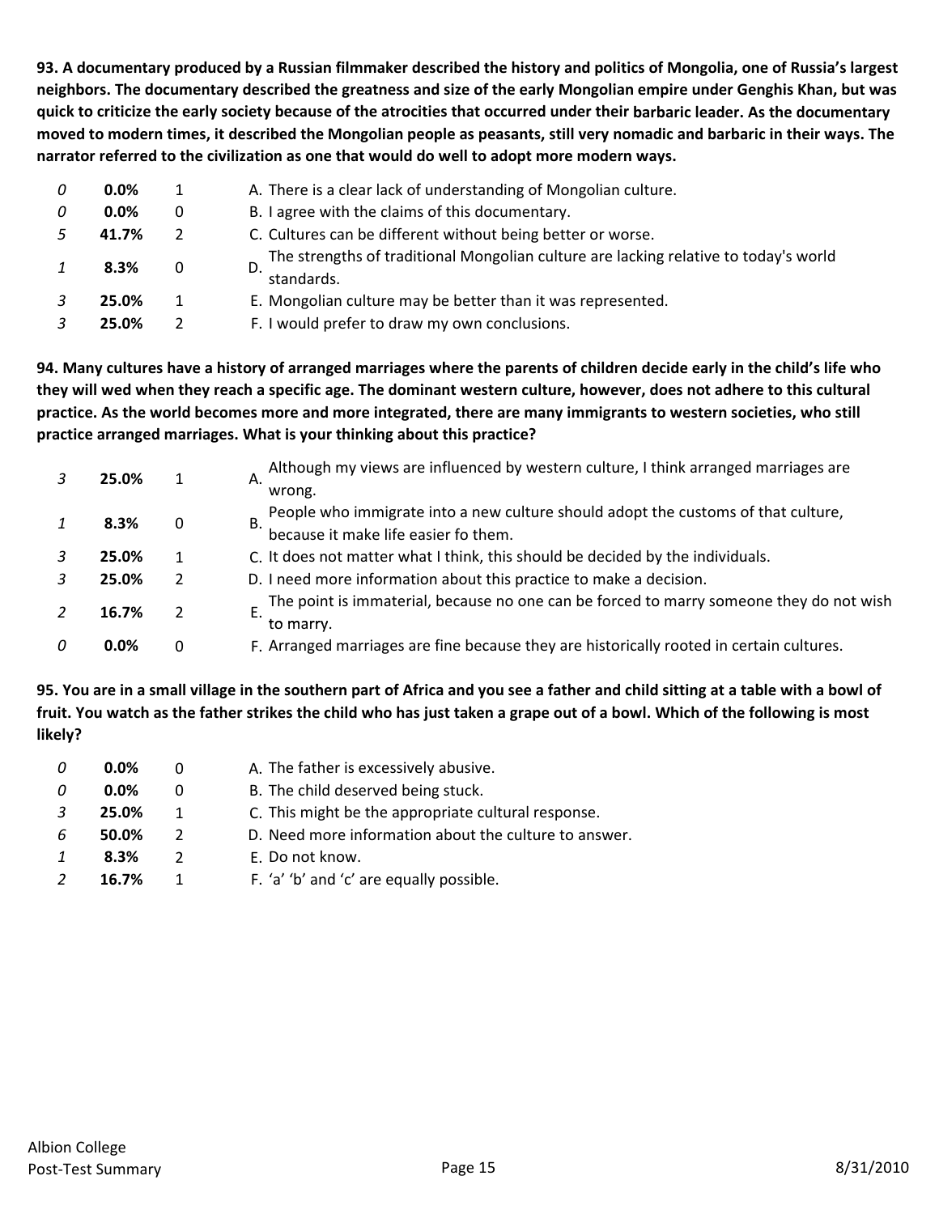**93. A documentary produced by a Russian filmmaker described the history and politics of Mongolia, one of Russia's largest neighbors. The documentary described the greatness and size of the early Mongolian empire under Genghis Khan, but was quick to criticize the early society because of the atrocities that occurred under their barbaric leader. As the documentary moved to modern times, it described the Mongolian people as peasants, still very nomadic and barbaric in their ways. The narrator referred to the civilization as one that would do well to adopt more modern ways.**

| | | | |
|---|---|---|---|
| *0* | **0.0%** | 1 | A. There is a clear lack of understanding of Mongolian culture. |
| *0* | **0.0%** | 0 | B. I agree with the claims of this documentary. |
| *5* | **41.7%** | 2 | C. Cultures can be different without being better or worse. |
| *1* | **8.3%** | 0 | D. The strengths of traditional Mongolian culture are lacking relative to today's world standards. |
| *3* | **25.0%** | 1 | E. Mongolian culture may be better than it was represented. |
| *3* | **25.0%** | 2 | F. I would prefer to draw my own conclusions. |

**94. Many cultures have a history of arranged marriages where the parents of children decide early in the child's life who they will wed when they reach a specific age. The dominant western culture, however, does not adhere to this cultural practice. As the world becomes more and more integrated, there are many immigrants to western societies, who still practice arranged marriages. What is your thinking about this practice?**

| | | | |
|---|---|---|---|
| *3* | **25.0%** | 1 | A. Although my views are influenced by western culture, I think arranged marriages are wrong. |
| *1* | **8.3%** | 0 | B. People who immigrate into a new culture should adopt the customs of that culture, because it make life easier fo them. |
| *3* | **25.0%** | 1 | C. It does not matter what I think, this should be decided by the individuals. |
| *3* | **25.0%** | 2 | D. I need more information about this practice to make a decision. |
| *2* | **16.7%** | 2 | E. The point is immaterial, because no one can be forced to marry someone they do not wish to marry. |
| *0* | **0.0%** | 0 | F. Arranged marriages are fine because they are historically rooted in certain cultures. |

**95. You are in a small village in the southern part of Africa and you see a father and child sitting at a table with a bowl of fruit. You watch as the father strikes the child who has just taken a grape out of a bowl. Which of the following is most likely?**

| | | | |
|---|---|---|---|
| *0* | **0.0%** | 0 | A. The father is excessively abusive. |
| *0* | **0.0%** | 0 | B. The child deserved being stuck. |
| *3* | **25.0%** | 1 | C. This might be the appropriate cultural response. |
| *6* | **50.0%** | 2 | D. Need more information about the culture to answer. |
| *1* | **8.3%** | 2 | E. Do not know. |
| *2* | **16.7%** | 1 | F. 'a' 'b' and 'c' are equally possible. |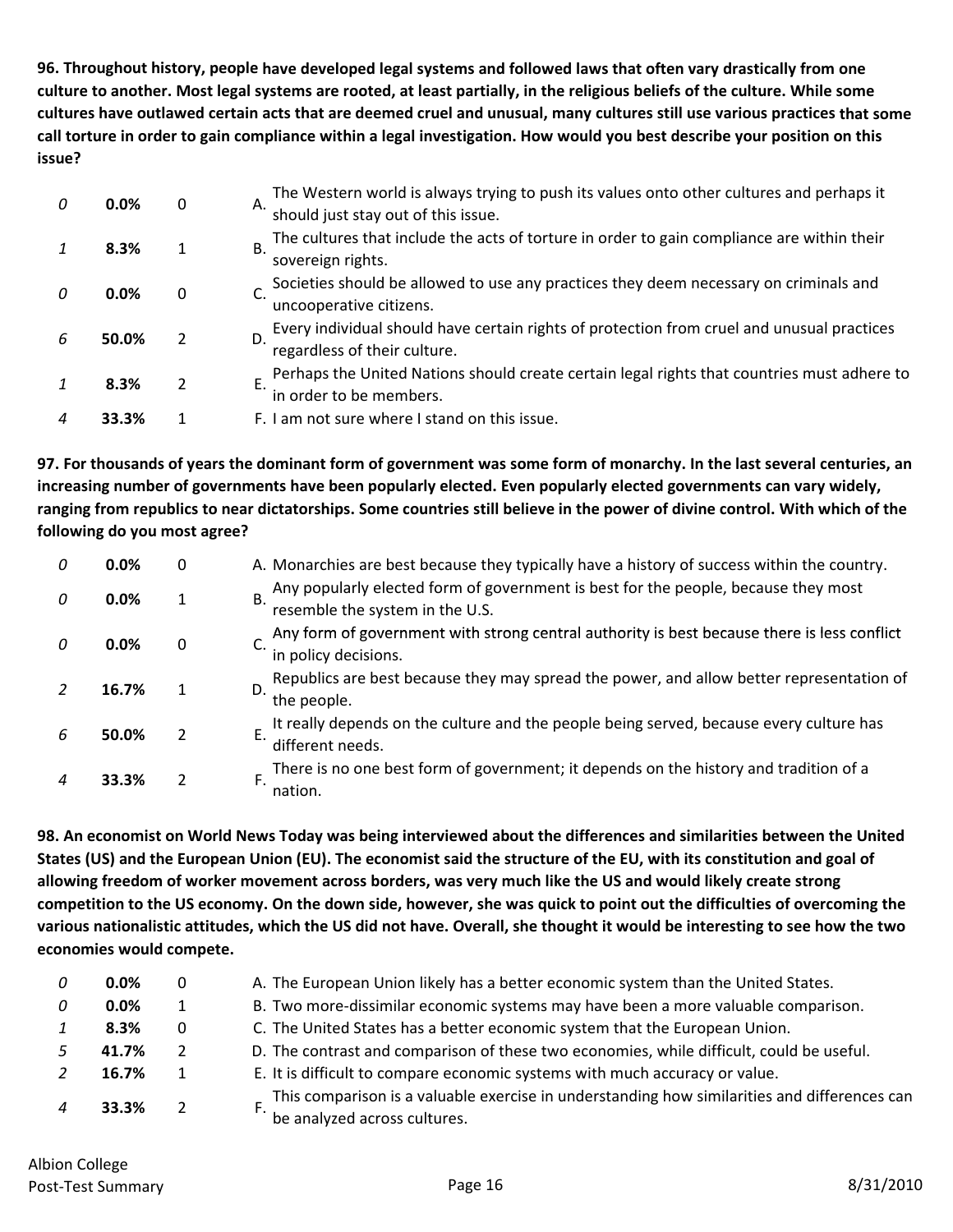**96. Throughout history, people have developed legal systems and followed laws that often vary drastically from one culture to another. Most legal systems are rooted, at least partially, in the religious beliefs of the culture. While some cultures have outlawed certain acts that are deemed cruel and unusual, many cultures still use various practices that some call torture in order to gain compliance within a legal investigation. How would you best describe your position on this issue?**

| | | | |
|---|---|---|---|
| *0* | **0.0%** | 0 | A. The Western world is always trying to push its values onto other cultures and perhaps it should just stay out of this issue. |
| *1* | **8.3%** | 1 | B. The cultures that include the acts of torture in order to gain compliance are within their sovereign rights. |
| *0* | **0.0%** | 0 | C. Societies should be allowed to use any practices they deem necessary on criminals and uncooperative citizens. |
| *6* | **50.0%** | 2 | D. Every individual should have certain rights of protection from cruel and unusual practices regardless of their culture. |
| *1* | **8.3%** | 2 | E. Perhaps the United Nations should create certain legal rights that countries must adhere to in order to be members. |
| *4* | **33.3%** | 1 | F. I am not sure where I stand on this issue. |

**97. For thousands of years the dominant form of government was some form of monarchy. In the last several centuries, an increasing number of governments have been popularly elected. Even popularly elected governments can vary widely, ranging from republics to near dictatorships. Some countries still believe in the power of divine control. With which of the following do you most agree?**

| | | | |
|---|---|---|---|
| *0* | **0.0%** | 0 | A. Monarchies are best because they typically have a history of success within the country. |
| *0* | **0.0%** | 1 | B. Any popularly elected form of government is best for the people, because they most resemble the system in the U.S. |
| *0* | **0.0%** | 0 | C. Any form of government with strong central authority is best because there is less conflict in policy decisions. |
| *2* | **16.7%** | 1 | D. Republics are best because they may spread the power, and allow better representation of the people. |
| *6* | **50.0%** | 2 | E. It really depends on the culture and the people being served, because every culture has different needs. |
| *4* | **33.3%** | 2 | F. There is no one best form of government; it depends on the history and tradition of a nation. |

**98. An economist on World News Today was being interviewed about the differences and similarities between the United States (US) and the European Union (EU). The economist said the structure of the EU, with its constitution and goal of allowing freedom of worker movement across borders, was very much like the US and would likely create strong competition to the US economy. On the down side, however, she was quick to point out the difficulties of overcoming the various nationalistic attitudes, which the US did not have. Overall, she thought it would be interesting to see how the two economies would compete.**

| | | | |
|---|---|---|---|
| *0* | **0.0%** | 0 | A. The European Union likely has a better economic system than the United States. |
| *0* | **0.0%** | 1 | B. Two more-dissimilar economic systems may have been a more valuable comparison. |
| *1* | **8.3%** | 0 | C. The United States has a better economic system that the European Union. |
| *5* | **41.7%** | 2 | D. The contrast and comparison of these two economies, while difficult, could be useful. |
| *2* | **16.7%** | 1 | E. It is difficult to compare economic systems with much accuracy or value. |
| *4* | **33.3%** | 2 | F. This comparison is a valuable exercise in understanding how similarities and differences can be analyzed across cultures. |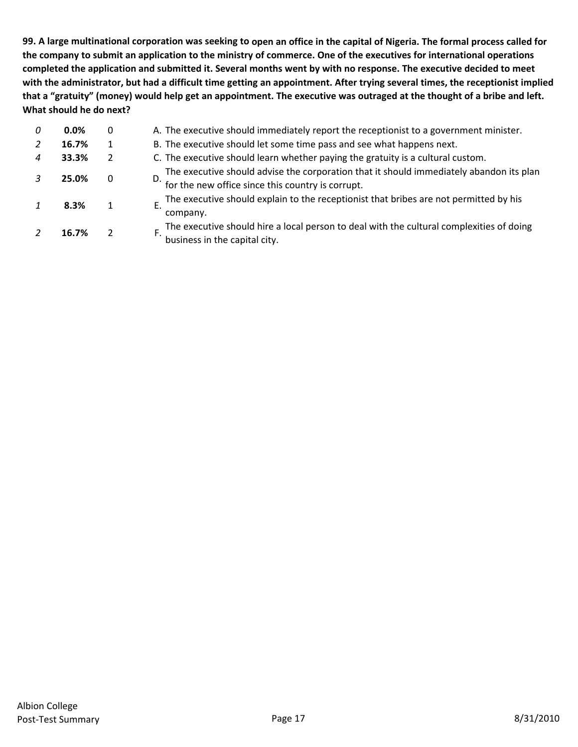**99. A large multinational corporation was seeking to open an office in the capital of Nigeria. The formal process called for the company to submit an application to the ministry of commerce. One of the executives for international operations completed the application and submitted it. Several months went by with no response. The executive decided to meet with the administrator, but had a difficult time getting an appointment. After trying several times, the receptionist implied that a "gratuity" (money) would help get an appointment. The executive was outraged at the thought of a bribe and left. What should he do next?**

| | | | |
|---|---|---|---|
| *0* | **0.0%** | 0 | A. The executive should immediately report the receptionist to a government minister. |
| *2* | **16.7%** | 1 | B. The executive should let some time pass and see what happens next. |
| *4* | **33.3%** | 2 | C. The executive should learn whether paying the gratuity is a cultural custom. |
| *3* | **25.0%** | 0 | D. The executive should advise the corporation that it should immediately abandon its plan for the new office since this country is corrupt. |
| *1* | **8.3%** | 1 | E. The executive should explain to the receptionist that bribes are not permitted by his company. |
| *2* | **16.7%** | 2 | F. The executive should hire a local person to deal with the cultural complexities of doing business in the capital city. |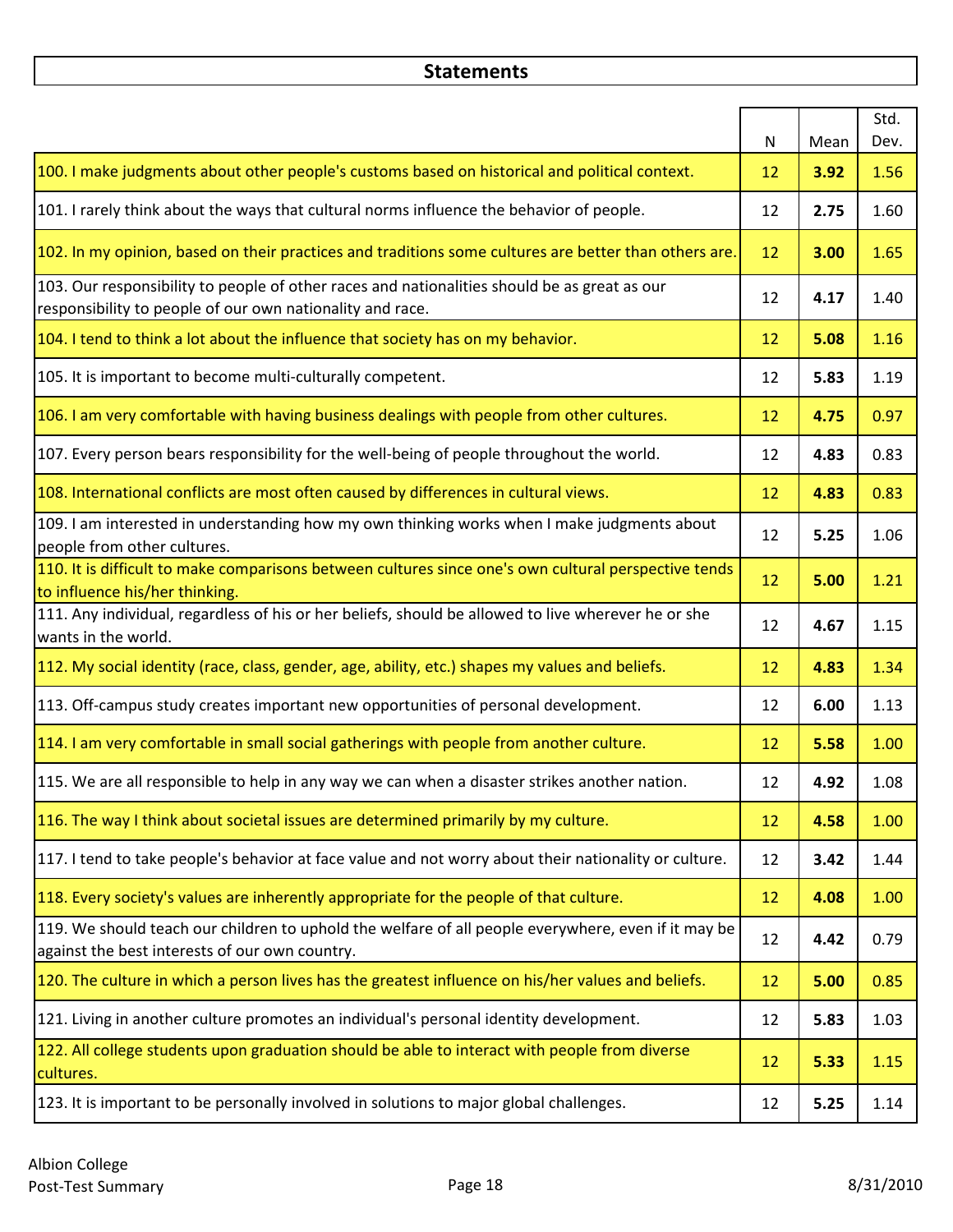## Statements

| | N | Mean | Std. Dev. |
|---|---|---|---|
| 100. I make judgments about other people's customs based on historical and political context. | 12 | **3.92** | 1.56 |
| 101. I rarely think about the ways that cultural norms influence the behavior of people. | 12 | **2.75** | 1.60 |
| 102. In my opinion, based on their practices and traditions some cultures are better than others are. | 12 | **3.00** | 1.65 |
| 103. Our responsibility to people of other races and nationalities should be as great as our responsibility to people of our own nationality and race. | 12 | **4.17** | 1.40 |
| 104. I tend to think a lot about the influence that society has on my behavior. | 12 | **5.08** | 1.16 |
| 105. It is important to become multi-culturally competent. | 12 | **5.83** | 1.19 |
| 106. I am very comfortable with having business dealings with people from other cultures. | 12 | **4.75** | 0.97 |
| 107. Every person bears responsibility for the well-being of people throughout the world. | 12 | **4.83** | 0.83 |
| 108. International conflicts are most often caused by differences in cultural views. | 12 | **4.83** | 0.83 |
| 109. I am interested in understanding how my own thinking works when I make judgments about people from other cultures. | 12 | **5.25** | 1.06 |
| 110. It is difficult to make comparisons between cultures since one's own cultural perspective tends to influence his/her thinking. | 12 | **5.00** | 1.21 |
| 111. Any individual, regardless of his or her beliefs, should be allowed to live wherever he or she wants in the world. | 12 | **4.67** | 1.15 |
| 112. My social identity (race, class, gender, age, ability, etc.) shapes my values and beliefs. | 12 | **4.83** | 1.34 |
| 113. Off-campus study creates important new opportunities of personal development. | 12 | **6.00** | 1.13 |
| 114. I am very comfortable in small social gatherings with people from another culture. | 12 | **5.58** | 1.00 |
| 115. We are all responsible to help in any way we can when a disaster strikes another nation. | 12 | **4.92** | 1.08 |
| 116. The way I think about societal issues are determined primarily by my culture. | 12 | **4.58** | 1.00 |
| 117. I tend to take people's behavior at face value and not worry about their nationality or culture. | 12 | **3.42** | 1.44 |
| 118. Every society's values are inherently appropriate for the people of that culture. | 12 | **4.08** | 1.00 |
| 119. We should teach our children to uphold the welfare of all people everywhere, even if it may be against the best interests of our own country. | 12 | **4.42** | 0.79 |
| 120. The culture in which a person lives has the greatest influence on his/her values and beliefs. | 12 | **5.00** | 0.85 |
| 121. Living in another culture promotes an individual's personal identity development. | 12 | **5.83** | 1.03 |
| 122. All college students upon graduation should be able to interact with people from diverse cultures. | 12 | **5.33** | 1.15 |
| 123. It is important to be personally involved in solutions to major global challenges. | 12 | **5.25** | 1.14 |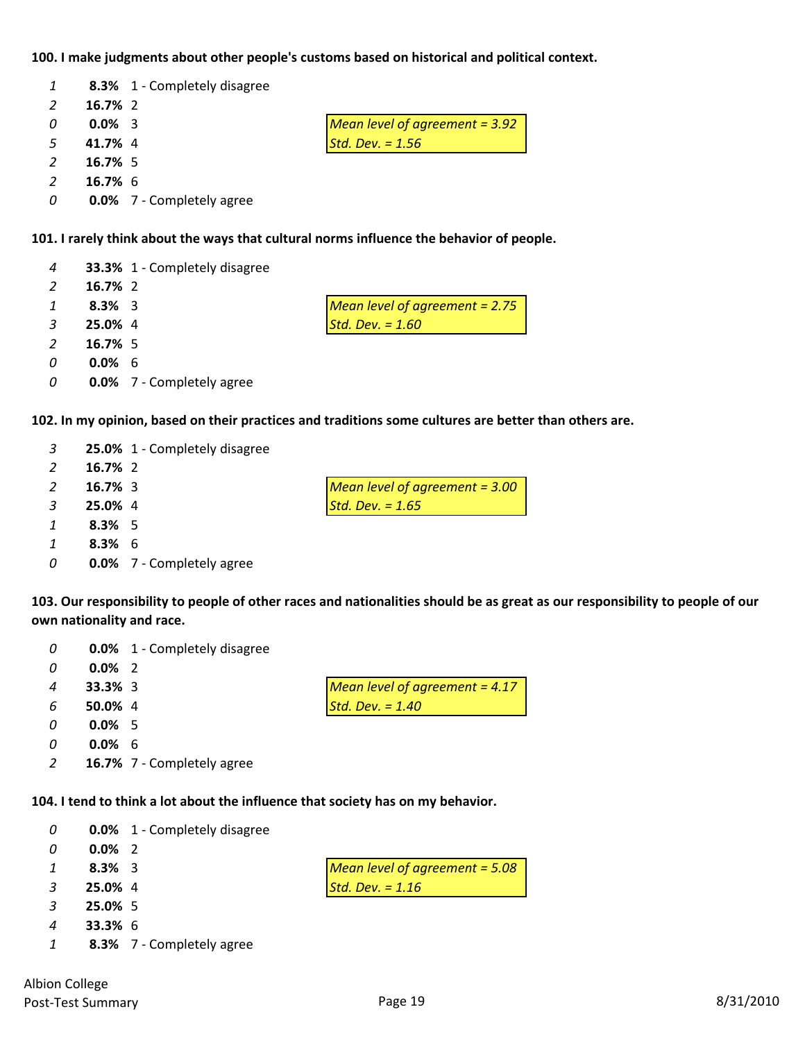**100. I make judgments about other people's customs based on historical and political context.**

| | | |
|---|---|---|
| *1* | **8.3%** | 1 - Completely disagree |
| *2* | **16.7%** | 2 |
| *0* | **0.0%** | 3 |
| *5* | **41.7%** | 4 |
| *2* | **16.7%** | 5 |
| *2* | **16.7%** | 6 |
| *0* | **0.0%** | 7 - Completely agree |

*Mean level of agreement = 3.92*
*Std. Dev. = 1.56*

**101. I rarely think about the ways that cultural norms influence the behavior of people.**

| | | |
|---|---|---|
| *4* | **33.3%** | 1 - Completely disagree |
| *2* | **16.7%** | 2 |
| *1* | **8.3%** | 3 |
| *3* | **25.0%** | 4 |
| *2* | **16.7%** | 5 |
| *0* | **0.0%** | 6 |
| *0* | **0.0%** | 7 - Completely agree |

*Mean level of agreement = 2.75*
*Std. Dev. = 1.60*

**102. In my opinion, based on their practices and traditions some cultures are better than others are.**

| | | |
|---|---|---|
| *3* | **25.0%** | 1 - Completely disagree |
| *2* | **16.7%** | 2 |
| *2* | **16.7%** | 3 |
| *3* | **25.0%** | 4 |
| *1* | **8.3%** | 5 |
| *1* | **8.3%** | 6 |
| *0* | **0.0%** | 7 - Completely agree |

*Mean level of agreement = 3.00*
*Std. Dev. = 1.65*

**103. Our responsibility to people of other races and nationalities should be as great as our responsibility to people of our own nationality and race.**

| | | |
|---|---|---|
| *0* | **0.0%** | 1 - Completely disagree |
| *0* | **0.0%** | 2 |
| *4* | **33.3%** | 3 |
| *6* | **50.0%** | 4 |
| *0* | **0.0%** | 5 |
| *0* | **0.0%** | 6 |
| *2* | **16.7%** | 7 - Completely agree |

*Mean level of agreement = 4.17*
*Std. Dev. = 1.40*

**104. I tend to think a lot about the influence that society has on my behavior.**

| | | |
|---|---|---|
| *0* | **0.0%** | 1 - Completely disagree |
| *0* | **0.0%** | 2 |
| *1* | **8.3%** | 3 |
| *3* | **25.0%** | 4 |
| *3* | **25.0%** | 5 |
| *4* | **33.3%** | 6 |
| *1* | **8.3%** | 7 - Completely agree |

*Mean level of agreement = 5.08*
*Std. Dev. = 1.16*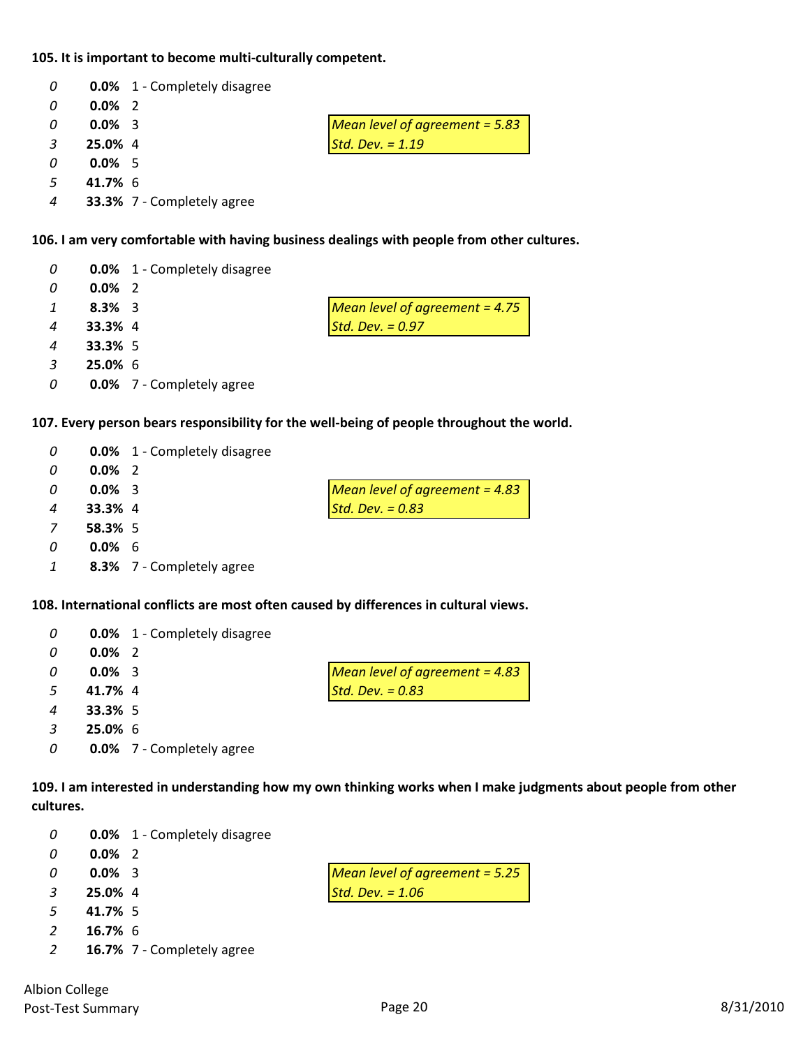**105. It is important to become multi-culturally competent.**

| Count | Percent | Response |
|---|---|---|
| 0 | **0.0%** | 1 - Completely disagree |
| 0 | **0.0%** | 2 |
| 0 | **0.0%** | 3 |
| 3 | **25.0%** | 4 |
| 0 | **0.0%** | 5 |
| 5 | **41.7%** | 6 |
| 4 | **33.3%** | 7 - Completely agree |

*Mean level of agreement = 5.83*
*Std. Dev. = 1.19*

**106. I am very comfortable with having business dealings with people from other cultures.**

| Count | Percent | Response |
|---|---|---|
| 0 | **0.0%** | 1 - Completely disagree |
| 0 | **0.0%** | 2 |
| 1 | **8.3%** | 3 |
| 4 | **33.3%** | 4 |
| 4 | **33.3%** | 5 |
| 3 | **25.0%** | 6 |
| 0 | **0.0%** | 7 - Completely agree |

*Mean level of agreement = 4.75*
*Std. Dev. = 0.97*

**107. Every person bears responsibility for the well-being of people throughout the world.**

| Count | Percent | Response |
|---|---|---|
| 0 | **0.0%** | 1 - Completely disagree |
| 0 | **0.0%** | 2 |
| 0 | **0.0%** | 3 |
| 4 | **33.3%** | 4 |
| 7 | **58.3%** | 5 |
| 0 | **0.0%** | 6 |
| 1 | **8.3%** | 7 - Completely agree |

*Mean level of agreement = 4.83*
*Std. Dev. = 0.83*

**108. International conflicts are most often caused by differences in cultural views.**

| Count | Percent | Response |
|---|---|---|
| 0 | **0.0%** | 1 - Completely disagree |
| 0 | **0.0%** | 2 |
| 0 | **0.0%** | 3 |
| 5 | **41.7%** | 4 |
| 4 | **33.3%** | 5 |
| 3 | **25.0%** | 6 |
| 0 | **0.0%** | 7 - Completely agree |

*Mean level of agreement = 4.83*
*Std. Dev. = 0.83*

**109. I am interested in understanding how my own thinking works when I make judgments about people from other cultures.**

| Count | Percent | Response |
|---|---|---|
| 0 | **0.0%** | 1 - Completely disagree |
| 0 | **0.0%** | 2 |
| 0 | **0.0%** | 3 |
| 3 | **25.0%** | 4 |
| 5 | **41.7%** | 5 |
| 2 | **16.7%** | 6 |
| 2 | **16.7%** | 7 - Completely agree |

*Mean level of agreement = 5.25*
*Std. Dev. = 1.06*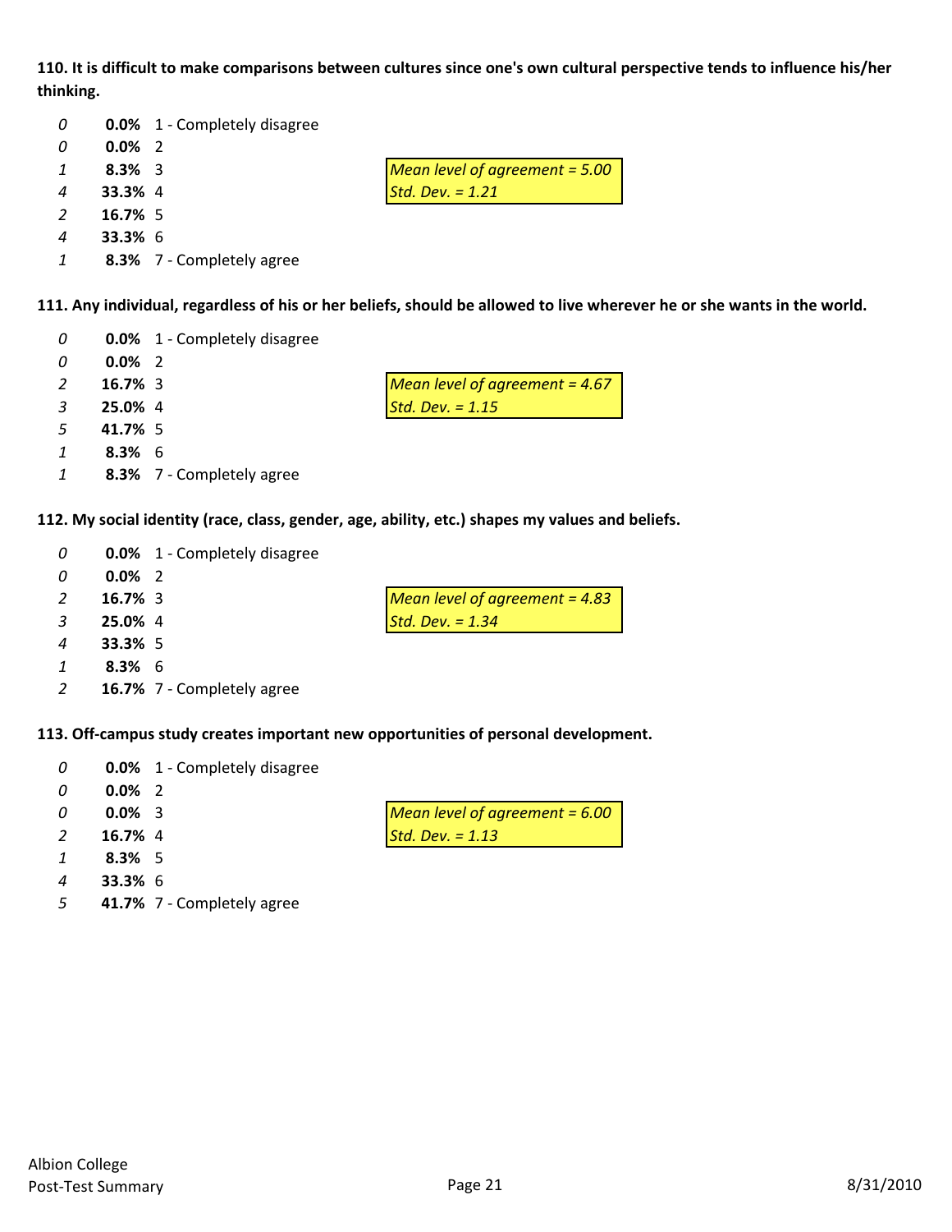**110. It is difficult to make comparisons between cultures since one's own cultural perspective tends to influence his/her thinking.**

| Count | Percent | Response |
|---|---|---|
| *0* | **0.0%** | 1 - Completely disagree |
| *0* | **0.0%** | 2 |
| *1* | **8.3%** | 3 |
| *4* | **33.3%** | 4 |
| *2* | **16.7%** | 5 |
| *4* | **33.3%** | 6 |
| *1* | **8.3%** | 7 - Completely agree |

*Mean level of agreement = 5.00*
*Std. Dev. = 1.21*

**111. Any individual, regardless of his or her beliefs, should be allowed to live wherever he or she wants in the world.**

| Count | Percent | Response |
|---|---|---|
| *0* | **0.0%** | 1 - Completely disagree |
| *0* | **0.0%** | 2 |
| *2* | **16.7%** | 3 |
| *3* | **25.0%** | 4 |
| *5* | **41.7%** | 5 |
| *1* | **8.3%** | 6 |
| *1* | **8.3%** | 7 - Completely agree |

*Mean level of agreement = 4.67*
*Std. Dev. = 1.15*

**112. My social identity (race, class, gender, age, ability, etc.) shapes my values and beliefs.**

| Count | Percent | Response |
|---|---|---|
| *0* | **0.0%** | 1 - Completely disagree |
| *0* | **0.0%** | 2 |
| *2* | **16.7%** | 3 |
| *3* | **25.0%** | 4 |
| *4* | **33.3%** | 5 |
| *1* | **8.3%** | 6 |
| *2* | **16.7%** | 7 - Completely agree |

*Mean level of agreement = 4.83*
*Std. Dev. = 1.34*

**113. Off-campus study creates important new opportunities of personal development.**

| Count | Percent | Response |
|---|---|---|
| *0* | **0.0%** | 1 - Completely disagree |
| *0* | **0.0%** | 2 |
| *0* | **0.0%** | 3 |
| *2* | **16.7%** | 4 |
| *1* | **8.3%** | 5 |
| *4* | **33.3%** | 6 |
| *5* | **41.7%** | 7 - Completely agree |

*Mean level of agreement = 6.00*
*Std. Dev. = 1.13*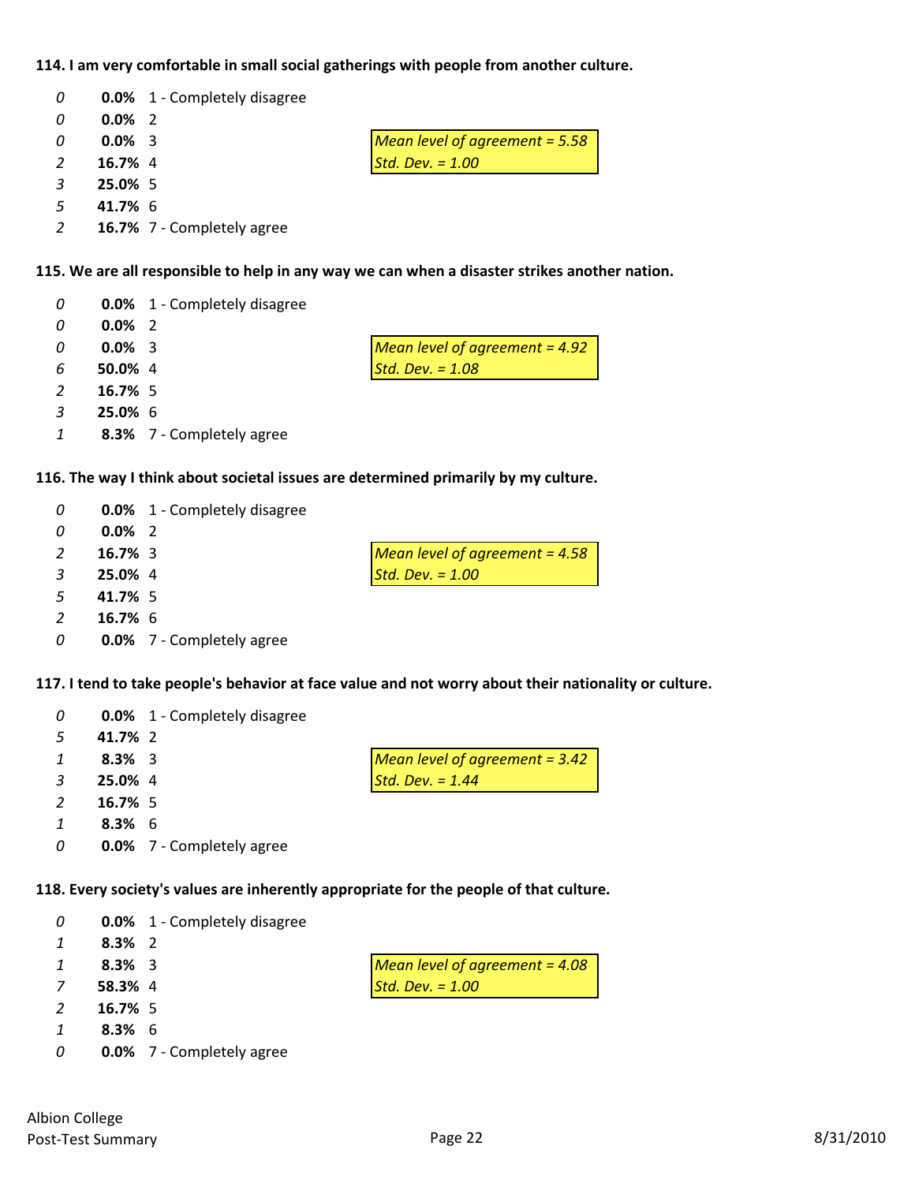**114. I am very comfortable in small social gatherings with people from another culture.**

| Count | Percent | Response |
|---|---|---|
| *0* | **0.0%** | 1 - Completely disagree |
| *0* | **0.0%** | 2 |
| *0* | **0.0%** | 3 |
| *2* | **16.7%** | 4 |
| *3* | **25.0%** | 5 |
| *5* | **41.7%** | 6 |
| *2* | **16.7%** | 7 - Completely agree |

*Mean level of agreement = 5.58*
*Std. Dev. = 1.00*

**115. We are all responsible to help in any way we can when a disaster strikes another nation.**

| Count | Percent | Response |
|---|---|---|
| *0* | **0.0%** | 1 - Completely disagree |
| *0* | **0.0%** | 2 |
| *0* | **0.0%** | 3 |
| *6* | **50.0%** | 4 |
| *2* | **16.7%** | 5 |
| *3* | **25.0%** | 6 |
| *1* | **8.3%** | 7 - Completely agree |

*Mean level of agreement = 4.92*
*Std. Dev. = 1.08*

**116. The way I think about societal issues are determined primarily by my culture.**

| Count | Percent | Response |
|---|---|---|
| *0* | **0.0%** | 1 - Completely disagree |
| *0* | **0.0%** | 2 |
| *2* | **16.7%** | 3 |
| *3* | **25.0%** | 4 |
| *5* | **41.7%** | 5 |
| *2* | **16.7%** | 6 |
| *0* | **0.0%** | 7 - Completely agree |

*Mean level of agreement = 4.58*
*Std. Dev. = 1.00*

**117. I tend to take people's behavior at face value and not worry about their nationality or culture.**

| Count | Percent | Response |
|---|---|---|
| *0* | **0.0%** | 1 - Completely disagree |
| *5* | **41.7%** | 2 |
| *1* | **8.3%** | 3 |
| *3* | **25.0%** | 4 |
| *2* | **16.7%** | 5 |
| *1* | **8.3%** | 6 |
| *0* | **0.0%** | 7 - Completely agree |

*Mean level of agreement = 3.42*
*Std. Dev. = 1.44*

**118. Every society's values are inherently appropriate for the people of that culture.**

| Count | Percent | Response |
|---|---|---|
| *0* | **0.0%** | 1 - Completely disagree |
| *1* | **8.3%** | 2 |
| *1* | **8.3%** | 3 |
| *7* | **58.3%** | 4 |
| *2* | **16.7%** | 5 |
| *1* | **8.3%** | 6 |
| *0* | **0.0%** | 7 - Completely agree |

*Mean level of agreement = 4.08*
*Std. Dev. = 1.00*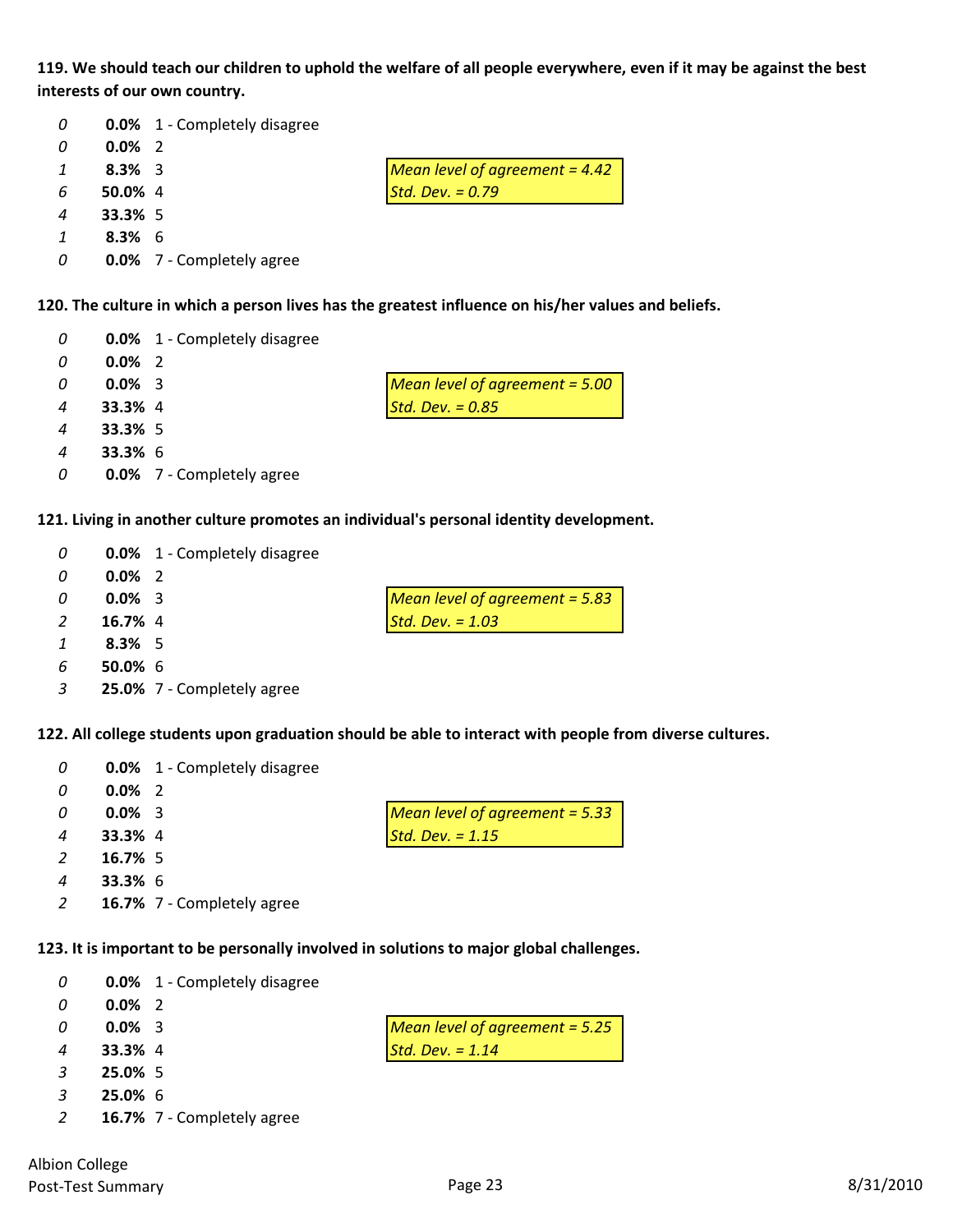**119. We should teach our children to uphold the welfare of all people everywhere, even if it may be against the best interests of our own country.**

| Count | Percent | Response |
|---|---|---|
| *0* | **0.0%** | 1 - Completely disagree |
| *0* | **0.0%** | 2 |
| *1* | **8.3%** | 3 |
| *6* | **50.0%** | 4 |
| *4* | **33.3%** | 5 |
| *1* | **8.3%** | 6 |
| *0* | **0.0%** | 7 - Completely agree |

*Mean level of agreement = 4.42*
*Std. Dev. = 0.79*

**120. The culture in which a person lives has the greatest influence on his/her values and beliefs.**

| Count | Percent | Response |
|---|---|---|
| *0* | **0.0%** | 1 - Completely disagree |
| *0* | **0.0%** | 2 |
| *0* | **0.0%** | 3 |
| *4* | **33.3%** | 4 |
| *4* | **33.3%** | 5 |
| *4* | **33.3%** | 6 |
| *0* | **0.0%** | 7 - Completely agree |

*Mean level of agreement = 5.00*
*Std. Dev. = 0.85*

**121. Living in another culture promotes an individual's personal identity development.**

| Count | Percent | Response |
|---|---|---|
| *0* | **0.0%** | 1 - Completely disagree |
| *0* | **0.0%** | 2 |
| *0* | **0.0%** | 3 |
| *2* | **16.7%** | 4 |
| *1* | **8.3%** | 5 |
| *6* | **50.0%** | 6 |
| *3* | **25.0%** | 7 - Completely agree |

*Mean level of agreement = 5.83*
*Std. Dev. = 1.03*

**122. All college students upon graduation should be able to interact with people from diverse cultures.**

| Count | Percent | Response |
|---|---|---|
| *0* | **0.0%** | 1 - Completely disagree |
| *0* | **0.0%** | 2 |
| *0* | **0.0%** | 3 |
| *4* | **33.3%** | 4 |
| *2* | **16.7%** | 5 |
| *4* | **33.3%** | 6 |
| *2* | **16.7%** | 7 - Completely agree |

*Mean level of agreement = 5.33*
*Std. Dev. = 1.15*

**123. It is important to be personally involved in solutions to major global challenges.**

| Count | Percent | Response |
|---|---|---|
| *0* | **0.0%** | 1 - Completely disagree |
| *0* | **0.0%** | 2 |
| *0* | **0.0%** | 3 |
| *4* | **33.3%** | 4 |
| *3* | **25.0%** | 5 |
| *3* | **25.0%** | 6 |
| *2* | **16.7%** | 7 - Completely agree |

*Mean level of agreement = 5.25*
*Std. Dev. = 1.14*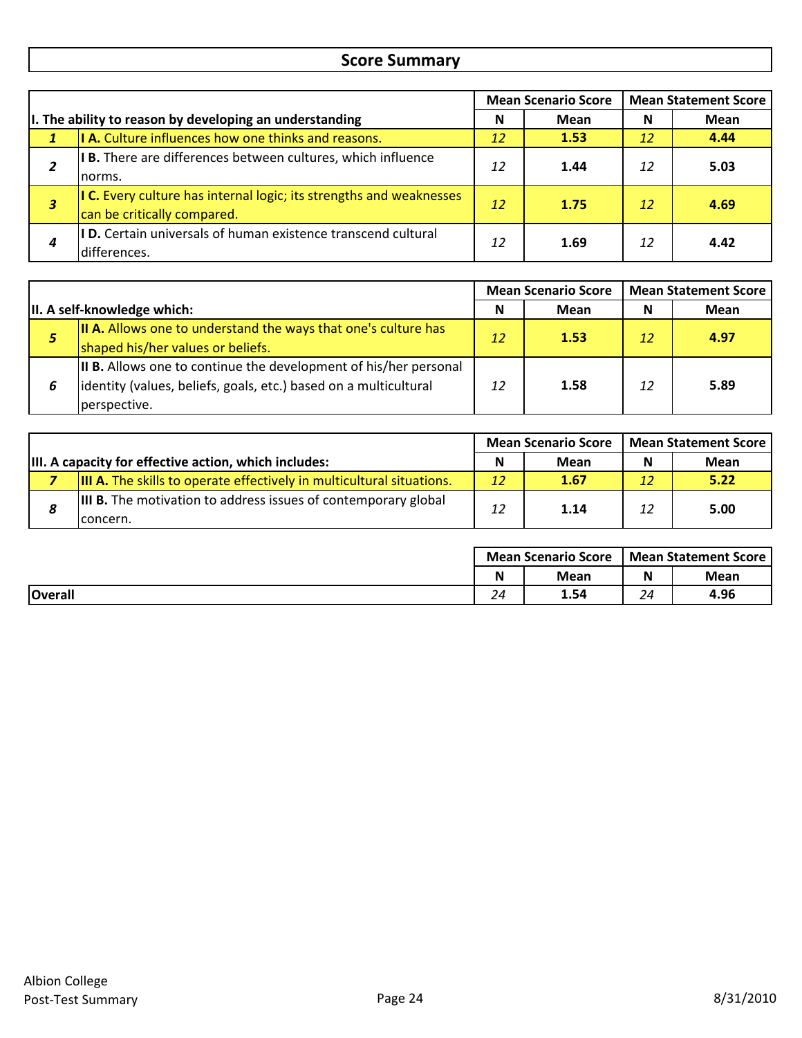## Score Summary

| # | I. The ability to reason by developing an understanding | Mean Scenario Score | | Mean Statement Score | |
|---|---|---|---|---|---|
| | | N | Mean | N | Mean |
| *1* | **I A.** Culture influences how one thinks and reasons. | *12* | **1.53** | *12* | **4.44** |
| *2* | **I B.** There are differences between cultures, which influence norms. | *12* | **1.44** | *12* | **5.03** |
| *3* | **I C.** Every culture has internal logic; its strengths and weaknesses can be critically compared. | *12* | **1.75** | *12* | **4.69** |
| *4* | **I D.** Certain universals of human existence transcend cultural differences. | *12* | **1.69** | *12* | **4.42** |

| # | II. A self-knowledge which: | Mean Scenario Score | | Mean Statement Score | |
|---|---|---|---|---|---|
| | | N | Mean | N | Mean |
| *5* | **II A.** Allows one to understand the ways that one's culture has shaped his/her values or beliefs. | *12* | **1.53** | *12* | **4.97** |
| *6* | **II B.** Allows one to continue the development of his/her personal identity (values, beliefs, goals, etc.) based on a multicultural perspective. | *12* | **1.58** | *12* | **5.89** |

| # | III. A capacity for effective action, which includes: | Mean Scenario Score | | Mean Statement Score | |
|---|---|---|---|---|---|
| | | N | Mean | N | Mean |
| *7* | **III A.** The skills to operate effectively in multicultural situations. | *12* | **1.67** | *12* | **5.22** |
| *8* | **III B.** The motivation to address issues of contemporary global concern. | *12* | **1.14** | *12* | **5.00** |

| | Mean Scenario Score | | Mean Statement Score | |
|---|---|---|---|---|
| | N | Mean | N | Mean |
| **Overall** | *24* | **1.54** | *24* | **4.96** |

Albion College
Post-Test Summary

8/31/2010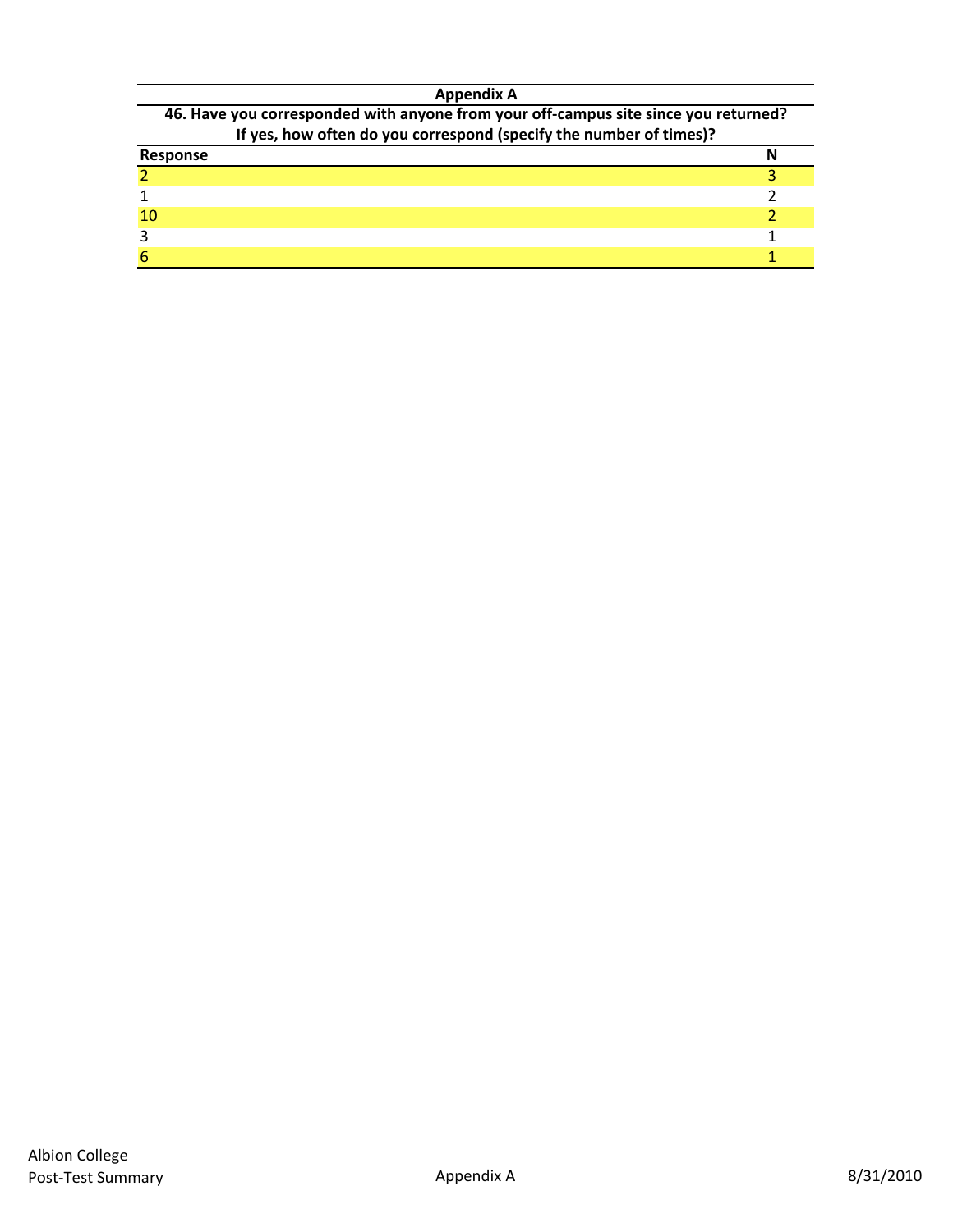## Appendix A

**46. Have you corresponded with anyone from your off-campus site since you returned? If yes, how often do you correspond (specify the number of times)?**

| Response | N |
|---|---|
| 2 | 3 |
| 1 | 2 |
| 10 | 2 |
| 3 | 1 |
| 6 | 1 |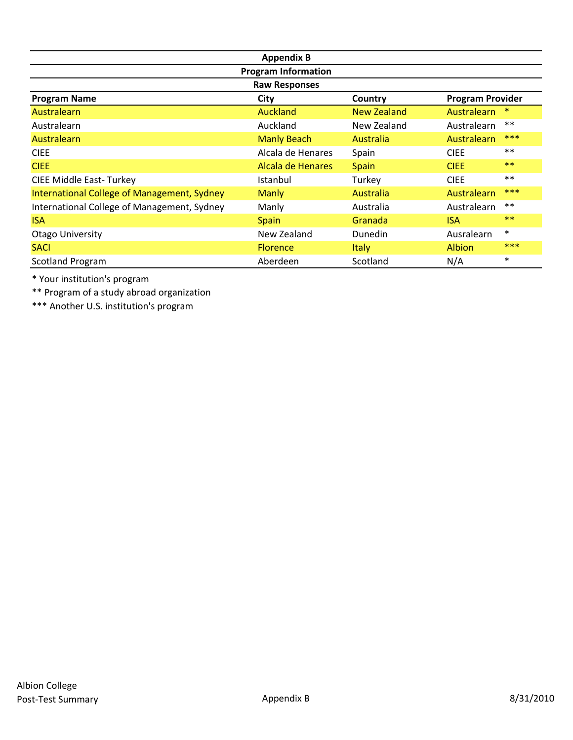**Appendix B**

**Program Information**

**Raw Responses**

| Program Name | City | Country | Program Provider | |
|---|---|---|---|---|
| Australearn | Auckland | New Zealand | Australearn | * |
| Australearn | Auckland | New Zealand | Australearn | ** |
| Australearn | Manly Beach | Australia | Australearn | *** |
| CIEE | Alcala de Henares | Spain | CIEE | ** |
| CIEE | Alcala de Henares | Spain | CIEE | ** |
| CIEE Middle East- Turkey | Istanbul | Turkey | CIEE | ** |
| International College of Management, Sydney | Manly | Australia | Australearn | *** |
| International College of Management, Sydney | Manly | Australia | Australearn | ** |
| ISA | Spain | Granada | ISA | ** |
| Otago University | New Zealand | Dunedin | Ausralearn | * |
| SACI | Florence | Italy | Albion | *** |
| Scotland Program | Aberdeen | Scotland | N/A | * |

* Your institution's program

** Program of a study abroad organization

*** Another U.S. institution's program